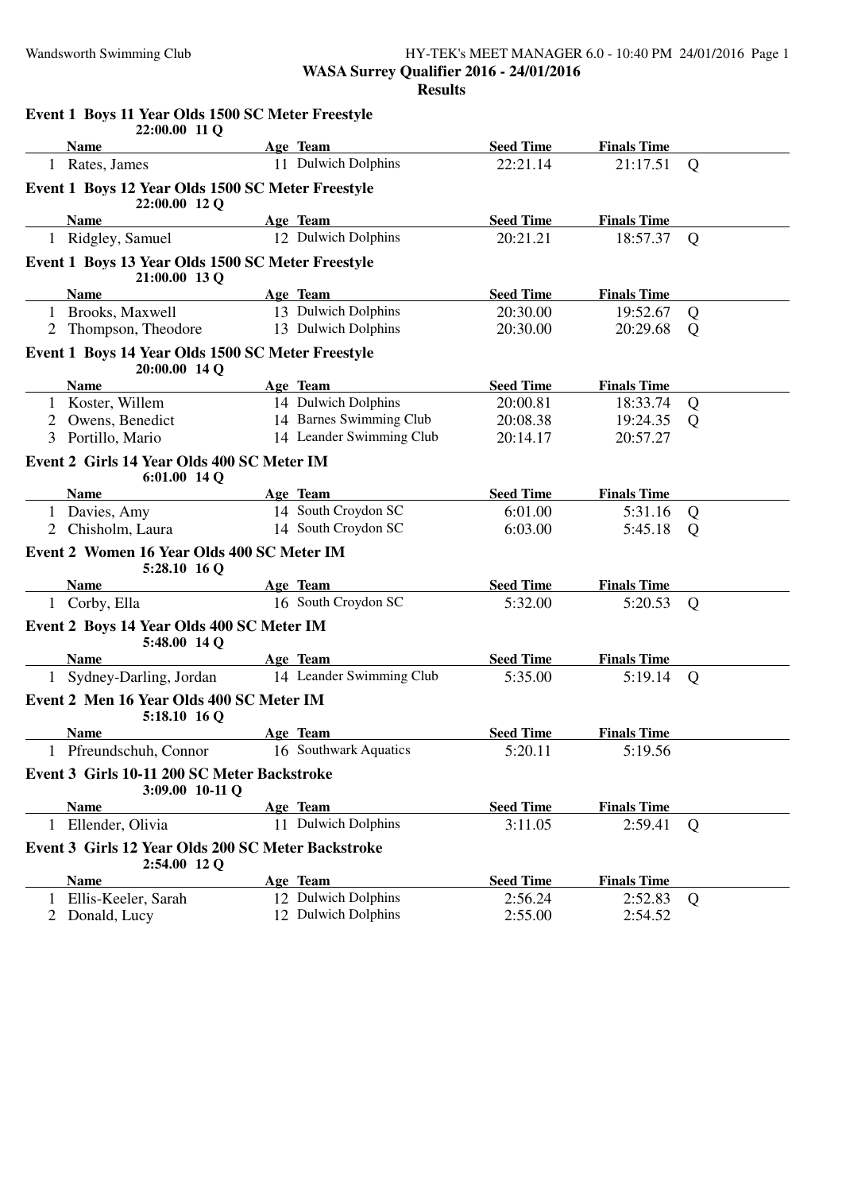# WASA Surrey Qualifier 2016 - 24/01/2016

## Results

### Event 1 Boys 11 Year Olds 1500 SC Meter Freestyle

22:00.00 11 Q

| | Name | Age | Team | Seed Time | Finals Time | |
|---|---|---|---|---|---|---|
| 1 | Rates, James | 11 | Dulwich Dolphins | 22:21.14 | 21:17.51 | Q |

### Event 1 Boys 12 Year Olds 1500 SC Meter Freestyle

22:00.00 12 Q

| | Name | Age | Team | Seed Time | Finals Time | |
|---|---|---|---|---|---|---|
| 1 | Ridgley, Samuel | 12 | Dulwich Dolphins | 20:21.21 | 18:57.37 | Q |

### Event 1 Boys 13 Year Olds 1500 SC Meter Freestyle

21:00.00 13 Q

| | Name | Age | Team | Seed Time | Finals Time | |
|---|---|---|---|---|---|---|
| 1 | Brooks, Maxwell | 13 | Dulwich Dolphins | 20:30.00 | 19:52.67 | Q |
| 2 | Thompson, Theodore | 13 | Dulwich Dolphins | 20:30.00 | 20:29.68 | Q |

### Event 1 Boys 14 Year Olds 1500 SC Meter Freestyle

20:00.00 14 Q

| | Name | Age | Team | Seed Time | Finals Time | |
|---|---|---|---|---|---|---|
| 1 | Koster, Willem | 14 | Dulwich Dolphins | 20:00.81 | 18:33.74 | Q |
| 2 | Owens, Benedict | 14 | Barnes Swimming Club | 20:08.38 | 19:24.35 | Q |
| 3 | Portillo, Mario | 14 | Leander Swimming Club | 20:14.17 | 20:57.27 | |

### Event 2 Girls 14 Year Olds 400 SC Meter IM

6:01.00 14 Q

| | Name | Age | Team | Seed Time | Finals Time | |
|---|---|---|---|---|---|---|
| 1 | Davies, Amy | 14 | South Croydon SC | 6:01.00 | 5:31.16 | Q |
| 2 | Chisholm, Laura | 14 | South Croydon SC | 6:03.00 | 5:45.18 | Q |

### Event 2 Women 16 Year Olds 400 SC Meter IM

5:28.10 16 Q

| | Name | Age | Team | Seed Time | Finals Time | |
|---|---|---|---|---|---|---|
| 1 | Corby, Ella | 16 | South Croydon SC | 5:32.00 | 5:20.53 | Q |

### Event 2 Boys 14 Year Olds 400 SC Meter IM

5:48.00 14 Q

| | Name | Age | Team | Seed Time | Finals Time | |
|---|---|---|---|---|---|---|
| 1 | Sydney-Darling, Jordan | 14 | Leander Swimming Club | 5:35.00 | 5:19.14 | Q |

### Event 2 Men 16 Year Olds 400 SC Meter IM

5:18.10 16 Q

| | Name | Age | Team | Seed Time | Finals Time | |
|---|---|---|---|---|---|---|
| 1 | Pfreundschuh, Connor | 16 | Southwark Aquatics | 5:20.11 | 5:19.56 | |

### Event 3 Girls 10-11 200 SC Meter Backstroke

3:09.00 10-11 Q

| | Name | Age | Team | Seed Time | Finals Time | |
|---|---|---|---|---|---|---|
| 1 | Ellender, Olivia | 11 | Dulwich Dolphins | 3:11.05 | 2:59.41 | Q |

### Event 3 Girls 12 Year Olds 200 SC Meter Backstroke

2:54.00 12 Q

| | Name | Age | Team | Seed Time | Finals Time | |
|---|---|---|---|---|---|---|
| 1 | Ellis-Keeler, Sarah | 12 | Dulwich Dolphins | 2:56.24 | 2:52.83 | Q |
| 2 | Donald, Lucy | 12 | Dulwich Dolphins | 2:55.00 | 2:54.52 | |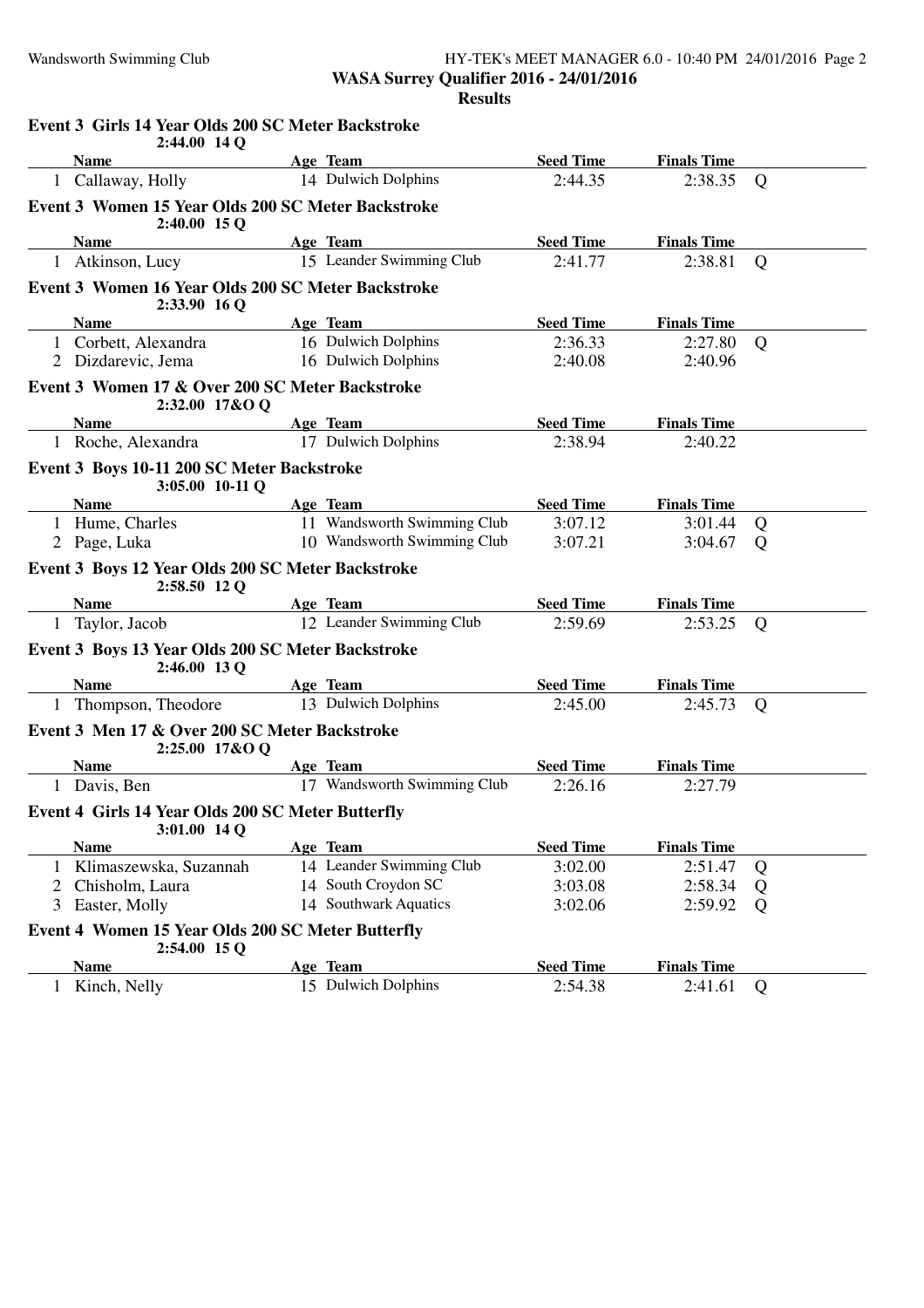**Event 3 Girls 14 Year Olds 200 SC Meter Backstroke**
2:44.00 14 Q

| | Name | Age | Team | Seed Time | Finals Time | |
|---|---|---|---|---|---|---|
| 1 | Callaway, Holly | 14 | Dulwich Dolphins | 2:44.35 | 2:38.35 | Q |

**Event 3 Women 15 Year Olds 200 SC Meter Backstroke**
2:40.00 15 Q

| | Name | Age | Team | Seed Time | Finals Time | |
|---|---|---|---|---|---|---|
| 1 | Atkinson, Lucy | 15 | Leander Swimming Club | 2:41.77 | 2:38.81 | Q |

**Event 3 Women 16 Year Olds 200 SC Meter Backstroke**
2:33.90 16 Q

| | Name | Age | Team | Seed Time | Finals Time | |
|---|---|---|---|---|---|---|
| 1 | Corbett, Alexandra | 16 | Dulwich Dolphins | 2:36.33 | 2:27.80 | Q |
| 2 | Dizdarevic, Jema | 16 | Dulwich Dolphins | 2:40.08 | 2:40.96 | |

**Event 3 Women 17 & Over 200 SC Meter Backstroke**
2:32.00 17&O Q

| | Name | Age | Team | Seed Time | Finals Time | |
|---|---|---|---|---|---|---|
| 1 | Roche, Alexandra | 17 | Dulwich Dolphins | 2:38.94 | 2:40.22 | |

**Event 3 Boys 10-11 200 SC Meter Backstroke**
3:05.00 10-11 Q

| | Name | Age | Team | Seed Time | Finals Time | |
|---|---|---|---|---|---|---|
| 1 | Hume, Charles | 11 | Wandsworth Swimming Club | 3:07.12 | 3:01.44 | Q |
| 2 | Page, Luka | 10 | Wandsworth Swimming Club | 3:07.21 | 3:04.67 | Q |

**Event 3 Boys 12 Year Olds 200 SC Meter Backstroke**
2:58.50 12 Q

| | Name | Age | Team | Seed Time | Finals Time | |
|---|---|---|---|---|---|---|
| 1 | Taylor, Jacob | 12 | Leander Swimming Club | 2:59.69 | 2:53.25 | Q |

**Event 3 Boys 13 Year Olds 200 SC Meter Backstroke**
2:46.00 13 Q

| | Name | Age | Team | Seed Time | Finals Time | |
|---|---|---|---|---|---|---|
| 1 | Thompson, Theodore | 13 | Dulwich Dolphins | 2:45.00 | 2:45.73 | Q |

**Event 3 Men 17 & Over 200 SC Meter Backstroke**
2:25.00 17&O Q

| | Name | Age | Team | Seed Time | Finals Time | |
|---|---|---|---|---|---|---|
| 1 | Davis, Ben | 17 | Wandsworth Swimming Club | 2:26.16 | 2:27.79 | |

**Event 4 Girls 14 Year Olds 200 SC Meter Butterfly**
3:01.00 14 Q

| | Name | Age | Team | Seed Time | Finals Time | |
|---|---|---|---|---|---|---|
| 1 | Klimaszewska, Suzannah | 14 | Leander Swimming Club | 3:02.00 | 2:51.47 | Q |
| 2 | Chisholm, Laura | 14 | South Croydon SC | 3:03.08 | 2:58.34 | Q |
| 3 | Easter, Molly | 14 | Southwark Aquatics | 3:02.06 | 2:59.92 | Q |

**Event 4 Women 15 Year Olds 200 SC Meter Butterfly**
2:54.00 15 Q

| | Name | Age | Team | Seed Time | Finals Time | |
|---|---|---|---|---|---|---|
| 1 | Kinch, Nelly | 15 | Dulwich Dolphins | 2:54.38 | 2:41.61 | Q |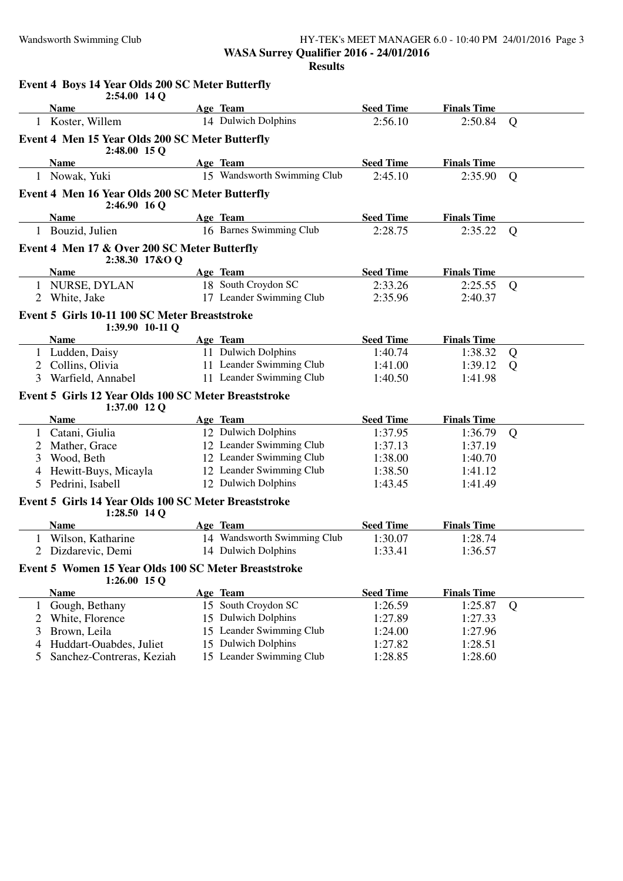**WASA Surrey Qualifier 2016 - 24/01/2016**

**Results**

### Event 4 Boys 14 Year Olds 200 SC Meter Butterfly

2:54.00 14 Q

| | Name | Age | Team | Seed Time | Finals Time | |
|---|---|---|---|---|---|---|
| 1 | Koster, Willem | 14 | Dulwich Dolphins | 2:56.10 | 2:50.84 | Q |

### Event 4 Men 15 Year Olds 200 SC Meter Butterfly

2:48.00 15 Q

| | Name | Age | Team | Seed Time | Finals Time | |
|---|---|---|---|---|---|---|
| 1 | Nowak, Yuki | 15 | Wandsworth Swimming Club | 2:45.10 | 2:35.90 | Q |

### Event 4 Men 16 Year Olds 200 SC Meter Butterfly

2:46.90 16 Q

| | Name | Age | Team | Seed Time | Finals Time | |
|---|---|---|---|---|---|---|
| 1 | Bouzid, Julien | 16 | Barnes Swimming Club | 2:28.75 | 2:35.22 | Q |

### Event 4 Men 17 & Over 200 SC Meter Butterfly

2:38.30 17&O Q

| | Name | Age | Team | Seed Time | Finals Time | |
|---|---|---|---|---|---|---|
| 1 | NURSE, DYLAN | 18 | South Croydon SC | 2:33.26 | 2:25.55 | Q |
| 2 | White, Jake | 17 | Leander Swimming Club | 2:35.96 | 2:40.37 | |

### Event 5 Girls 10-11 100 SC Meter Breaststroke

1:39.90 10-11 Q

| | Name | Age | Team | Seed Time | Finals Time | |
|---|---|---|---|---|---|---|
| 1 | Ludden, Daisy | 11 | Dulwich Dolphins | 1:40.74 | 1:38.32 | Q |
| 2 | Collins, Olivia | 11 | Leander Swimming Club | 1:41.00 | 1:39.12 | Q |
| 3 | Warfield, Annabel | 11 | Leander Swimming Club | 1:40.50 | 1:41.98 | |

### Event 5 Girls 12 Year Olds 100 SC Meter Breaststroke

1:37.00 12 Q

| | Name | Age | Team | Seed Time | Finals Time | |
|---|---|---|---|---|---|---|
| 1 | Catani, Giulia | 12 | Dulwich Dolphins | 1:37.95 | 1:36.79 | Q |
| 2 | Mather, Grace | 12 | Leander Swimming Club | 1:37.13 | 1:37.19 | |
| 3 | Wood, Beth | 12 | Leander Swimming Club | 1:38.00 | 1:40.70 | |
| 4 | Hewitt-Buys, Micayla | 12 | Leander Swimming Club | 1:38.50 | 1:41.12 | |
| 5 | Pedrini, Isabell | 12 | Dulwich Dolphins | 1:43.45 | 1:41.49 | |

### Event 5 Girls 14 Year Olds 100 SC Meter Breaststroke

1:28.50 14 Q

| | Name | Age | Team | Seed Time | Finals Time | |
|---|---|---|---|---|---|---|
| 1 | Wilson, Katharine | 14 | Wandsworth Swimming Club | 1:30.07 | 1:28.74 | |
| 2 | Dizdarevic, Demi | 14 | Dulwich Dolphins | 1:33.41 | 1:36.57 | |

### Event 5 Women 15 Year Olds 100 SC Meter Breaststroke

1:26.00 15 Q

| | Name | Age | Team | Seed Time | Finals Time | |
|---|---|---|---|---|---|---|
| 1 | Gough, Bethany | 15 | South Croydon SC | 1:26.59 | 1:25.87 | Q |
| 2 | White, Florence | 15 | Dulwich Dolphins | 1:27.89 | 1:27.33 | |
| 3 | Brown, Leila | 15 | Leander Swimming Club | 1:24.00 | 1:27.96 | |
| 4 | Huddart-Ouabdes, Juliet | 15 | Dulwich Dolphins | 1:27.82 | 1:28.51 | |
| 5 | Sanchez-Contreras, Keziah | 15 | Leander Swimming Club | 1:28.85 | 1:28.60 | |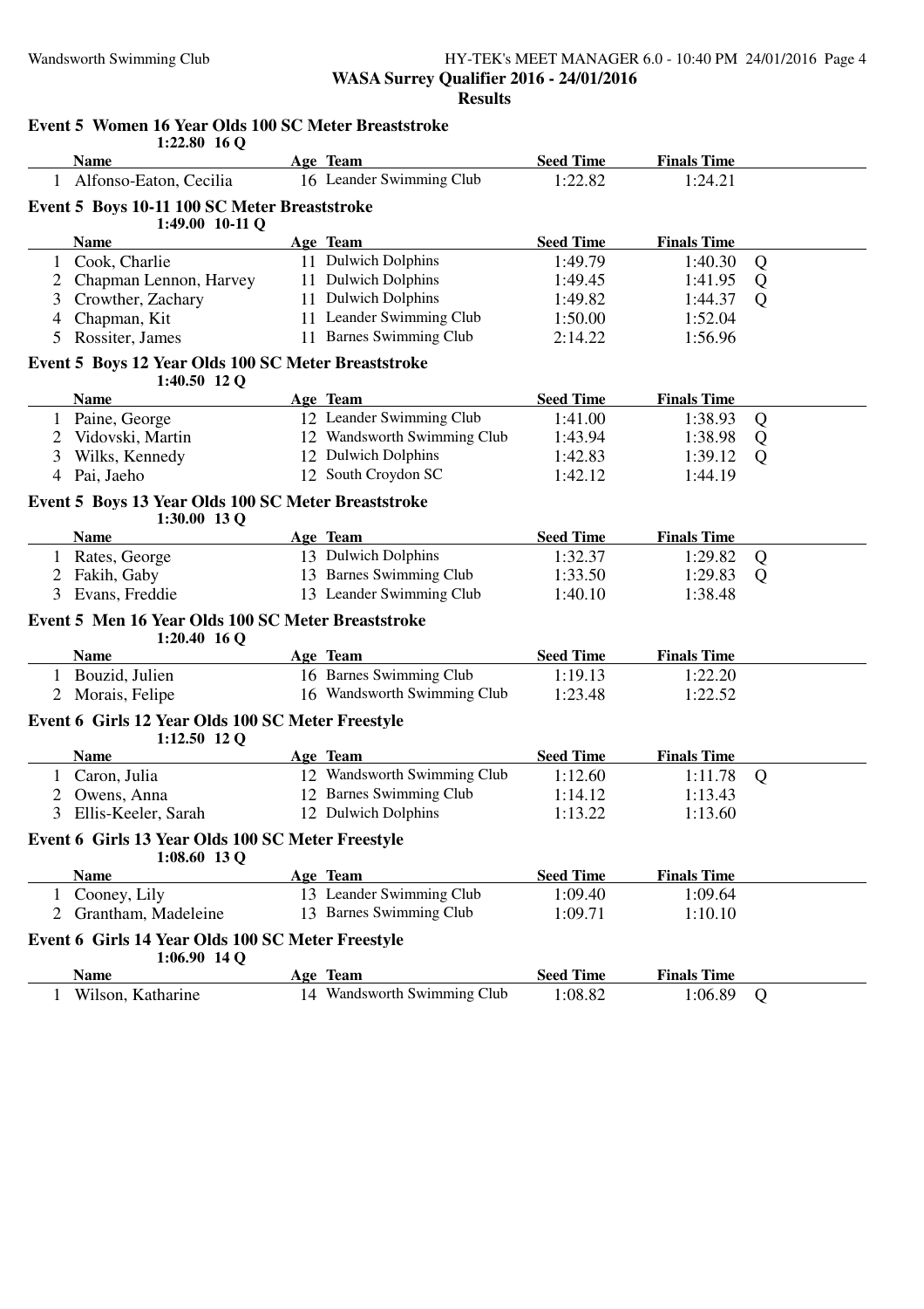**WASA Surrey Qualifier 2016 - 24/01/2016**

**Results**

### Event 5 Women 16 Year Olds 100 SC Meter Breaststroke

1:22.80 16 Q

| | Name | Age | Team | Seed Time | Finals Time | |
|---|---|---|---|---|---|---|
| 1 | Alfonso-Eaton, Cecilia | 16 | Leander Swimming Club | 1:22.82 | 1:24.21 | |

### Event 5 Boys 10-11 100 SC Meter Breaststroke

1:49.00 10-11 Q

| | Name | Age | Team | Seed Time | Finals Time | |
|---|---|---|---|---|---|---|
| 1 | Cook, Charlie | 11 | Dulwich Dolphins | 1:49.79 | 1:40.30 | Q |
| 2 | Chapman Lennon, Harvey | 11 | Dulwich Dolphins | 1:49.45 | 1:41.95 | Q |
| 3 | Crowther, Zachary | 11 | Dulwich Dolphins | 1:49.82 | 1:44.37 | Q |
| 4 | Chapman, Kit | 11 | Leander Swimming Club | 1:50.00 | 1:52.04 | |
| 5 | Rossiter, James | 11 | Barnes Swimming Club | 2:14.22 | 1:56.96 | |

### Event 5 Boys 12 Year Olds 100 SC Meter Breaststroke

1:40.50 12 Q

| | Name | Age | Team | Seed Time | Finals Time | |
|---|---|---|---|---|---|---|
| 1 | Paine, George | 12 | Leander Swimming Club | 1:41.00 | 1:38.93 | Q |
| 2 | Vidovski, Martin | 12 | Wandsworth Swimming Club | 1:43.94 | 1:38.98 | Q |
| 3 | Wilks, Kennedy | 12 | Dulwich Dolphins | 1:42.83 | 1:39.12 | Q |
| 4 | Pai, Jaeho | 12 | South Croydon SC | 1:42.12 | 1:44.19 | |

### Event 5 Boys 13 Year Olds 100 SC Meter Breaststroke

1:30.00 13 Q

| | Name | Age | Team | Seed Time | Finals Time | |
|---|---|---|---|---|---|---|
| 1 | Rates, George | 13 | Dulwich Dolphins | 1:32.37 | 1:29.82 | Q |
| 2 | Fakih, Gaby | 13 | Barnes Swimming Club | 1:33.50 | 1:29.83 | Q |
| 3 | Evans, Freddie | 13 | Leander Swimming Club | 1:40.10 | 1:38.48 | |

### Event 5 Men 16 Year Olds 100 SC Meter Breaststroke

1:20.40 16 Q

| | Name | Age | Team | Seed Time | Finals Time | |
|---|---|---|---|---|---|---|
| 1 | Bouzid, Julien | 16 | Barnes Swimming Club | 1:19.13 | 1:22.20 | |
| 2 | Morais, Felipe | 16 | Wandsworth Swimming Club | 1:23.48 | 1:22.52 | |

### Event 6 Girls 12 Year Olds 100 SC Meter Freestyle

1:12.50 12 Q

| | Name | Age | Team | Seed Time | Finals Time | |
|---|---|---|---|---|---|---|
| 1 | Caron, Julia | 12 | Wandsworth Swimming Club | 1:12.60 | 1:11.78 | Q |
| 2 | Owens, Anna | 12 | Barnes Swimming Club | 1:14.12 | 1:13.43 | |
| 3 | Ellis-Keeler, Sarah | 12 | Dulwich Dolphins | 1:13.22 | 1:13.60 | |

### Event 6 Girls 13 Year Olds 100 SC Meter Freestyle

1:08.60 13 Q

| | Name | Age | Team | Seed Time | Finals Time | |
|---|---|---|---|---|---|---|
| 1 | Cooney, Lily | 13 | Leander Swimming Club | 1:09.40 | 1:09.64 | |
| 2 | Grantham, Madeleine | 13 | Barnes Swimming Club | 1:09.71 | 1:10.10 | |

### Event 6 Girls 14 Year Olds 100 SC Meter Freestyle

1:06.90 14 Q

| | Name | Age | Team | Seed Time | Finals Time | |
|---|---|---|---|---|---|---|
| 1 | Wilson, Katharine | 14 | Wandsworth Swimming Club | 1:08.82 | 1:06.89 | Q |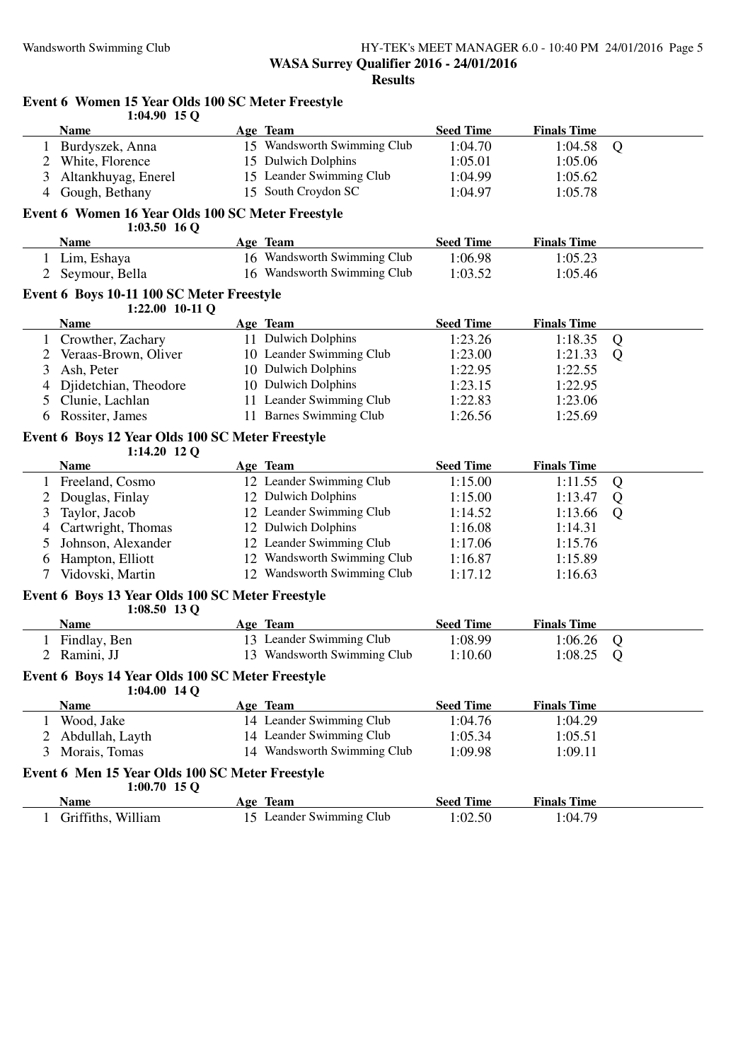## Event 6 Women 15 Year Olds 100 SC Meter Freestyle

1:04.90 15 Q

| | Name | Age | Team | Seed Time | Finals Time | |
|---|---|---|---|---|---|---|
| 1 | Burdyszek, Anna | 15 | Wandsworth Swimming Club | 1:04.70 | 1:04.58 | Q |
| 2 | White, Florence | 15 | Dulwich Dolphins | 1:05.01 | 1:05.06 | |
| 3 | Altankhuyag, Enerel | 15 | Leander Swimming Club | 1:04.99 | 1:05.62 | |
| 4 | Gough, Bethany | 15 | South Croydon SC | 1:04.97 | 1:05.78 | |

## Event 6 Women 16 Year Olds 100 SC Meter Freestyle

1:03.50 16 Q

| | Name | Age | Team | Seed Time | Finals Time |
|---|---|---|---|---|---|
| 1 | Lim, Eshaya | 16 | Wandsworth Swimming Club | 1:06.98 | 1:05.23 |
| 2 | Seymour, Bella | 16 | Wandsworth Swimming Club | 1:03.52 | 1:05.46 |

## Event 6 Boys 10-11 100 SC Meter Freestyle

1:22.00 10-11 Q

| | Name | Age | Team | Seed Time | Finals Time | |
|---|---|---|---|---|---|---|
| 1 | Crowther, Zachary | 11 | Dulwich Dolphins | 1:23.26 | 1:18.35 | Q |
| 2 | Veraas-Brown, Oliver | 10 | Leander Swimming Club | 1:23.00 | 1:21.33 | Q |
| 3 | Ash, Peter | 10 | Dulwich Dolphins | 1:22.95 | 1:22.55 | |
| 4 | Djidetchian, Theodore | 10 | Dulwich Dolphins | 1:23.15 | 1:22.95 | |
| 5 | Clunie, Lachlan | 11 | Leander Swimming Club | 1:22.83 | 1:23.06 | |
| 6 | Rossiter, James | 11 | Barnes Swimming Club | 1:26.56 | 1:25.69 | |

## Event 6 Boys 12 Year Olds 100 SC Meter Freestyle

1:14.20 12 Q

| | Name | Age | Team | Seed Time | Finals Time | |
|---|---|---|---|---|---|---|
| 1 | Freeland, Cosmo | 12 | Leander Swimming Club | 1:15.00 | 1:11.55 | Q |
| 2 | Douglas, Finlay | 12 | Dulwich Dolphins | 1:15.00 | 1:13.47 | Q |
| 3 | Taylor, Jacob | 12 | Leander Swimming Club | 1:14.52 | 1:13.66 | Q |
| 4 | Cartwright, Thomas | 12 | Dulwich Dolphins | 1:16.08 | 1:14.31 | |
| 5 | Johnson, Alexander | 12 | Leander Swimming Club | 1:17.06 | 1:15.76 | |
| 6 | Hampton, Elliott | 12 | Wandsworth Swimming Club | 1:16.87 | 1:15.89 | |
| 7 | Vidovski, Martin | 12 | Wandsworth Swimming Club | 1:17.12 | 1:16.63 | |

## Event 6 Boys 13 Year Olds 100 SC Meter Freestyle

1:08.50 13 Q

| | Name | Age | Team | Seed Time | Finals Time | |
|---|---|---|---|---|---|---|
| 1 | Findlay, Ben | 13 | Leander Swimming Club | 1:08.99 | 1:06.26 | Q |
| 2 | Ramini, JJ | 13 | Wandsworth Swimming Club | 1:10.60 | 1:08.25 | Q |

## Event 6 Boys 14 Year Olds 100 SC Meter Freestyle

1:04.00 14 Q

| | Name | Age | Team | Seed Time | Finals Time |
|---|---|---|---|---|---|
| 1 | Wood, Jake | 14 | Leander Swimming Club | 1:04.76 | 1:04.29 |
| 2 | Abdullah, Layth | 14 | Leander Swimming Club | 1:05.34 | 1:05.51 |
| 3 | Morais, Tomas | 14 | Wandsworth Swimming Club | 1:09.98 | 1:09.11 |

## Event 6 Men 15 Year Olds 100 SC Meter Freestyle

1:00.70 15 Q

| | Name | Age | Team | Seed Time | Finals Time |
|---|---|---|---|---|---|
| 1 | Griffiths, William | 15 | Leander Swimming Club | 1:02.50 | 1:04.79 |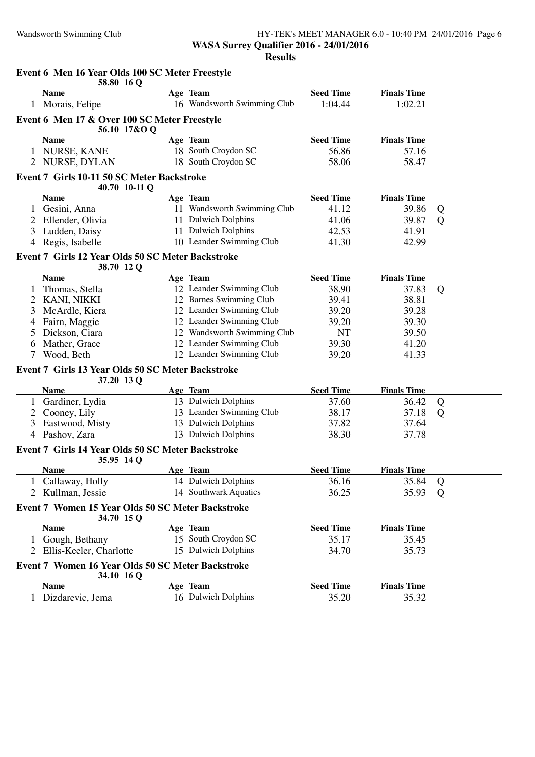**WASA Surrey Qualifier 2016 - 24/01/2016**

**Results**

### Event 6 Men 16 Year Olds 100 SC Meter Freestyle

58.80 16 Q

| | Name | Age | Team | Seed Time | Finals Time | |
|---|---|---|---|---|---|---|
| 1 | Morais, Felipe | 16 | Wandsworth Swimming Club | 1:04.44 | 1:02.21 | |

### Event 6 Men 17 & Over 100 SC Meter Freestyle

56.10 17&O Q

| | Name | Age | Team | Seed Time | Finals Time | |
|---|---|---|---|---|---|---|
| 1 | NURSE, KANE | 18 | South Croydon SC | 56.86 | 57.16 | |
| 2 | NURSE, DYLAN | 18 | South Croydon SC | 58.06 | 58.47 | |

### Event 7 Girls 10-11 50 SC Meter Backstroke

40.70 10-11 Q

| | Name | Age | Team | Seed Time | Finals Time | |
|---|---|---|---|---|---|---|
| 1 | Gesini, Anna | 11 | Wandsworth Swimming Club | 41.12 | 39.86 | Q |
| 2 | Ellender, Olivia | 11 | Dulwich Dolphins | 41.06 | 39.87 | Q |
| 3 | Ludden, Daisy | 11 | Dulwich Dolphins | 42.53 | 41.91 | |
| 4 | Regis, Isabelle | 10 | Leander Swimming Club | 41.30 | 42.99 | |

### Event 7 Girls 12 Year Olds 50 SC Meter Backstroke

38.70 12 Q

| | Name | Age | Team | Seed Time | Finals Time | |
|---|---|---|---|---|---|---|
| 1 | Thomas, Stella | 12 | Leander Swimming Club | 38.90 | 37.83 | Q |
| 2 | KANI, NIKKI | 12 | Barnes Swimming Club | 39.41 | 38.81 | |
| 3 | McArdle, Kiera | 12 | Leander Swimming Club | 39.20 | 39.28 | |
| 4 | Fairn, Maggie | 12 | Leander Swimming Club | 39.20 | 39.30 | |
| 5 | Dickson, Ciara | 12 | Wandsworth Swimming Club | NT | 39.50 | |
| 6 | Mather, Grace | 12 | Leander Swimming Club | 39.30 | 41.20 | |
| 7 | Wood, Beth | 12 | Leander Swimming Club | 39.20 | 41.33 | |

### Event 7 Girls 13 Year Olds 50 SC Meter Backstroke

37.20 13 Q

| | Name | Age | Team | Seed Time | Finals Time | |
|---|---|---|---|---|---|---|
| 1 | Gardiner, Lydia | 13 | Dulwich Dolphins | 37.60 | 36.42 | Q |
| 2 | Cooney, Lily | 13 | Leander Swimming Club | 38.17 | 37.18 | Q |
| 3 | Eastwood, Misty | 13 | Dulwich Dolphins | 37.82 | 37.64 | |
| 4 | Pashov, Zara | 13 | Dulwich Dolphins | 38.30 | 37.78 | |

### Event 7 Girls 14 Year Olds 50 SC Meter Backstroke

35.95 14 Q

| | Name | Age | Team | Seed Time | Finals Time | |
|---|---|---|---|---|---|---|
| 1 | Callaway, Holly | 14 | Dulwich Dolphins | 36.16 | 35.84 | Q |
| 2 | Kullman, Jessie | 14 | Southwark Aquatics | 36.25 | 35.93 | Q |

### Event 7 Women 15 Year Olds 50 SC Meter Backstroke

34.70 15 Q

| | Name | Age | Team | Seed Time | Finals Time | |
|---|---|---|---|---|---|---|
| 1 | Gough, Bethany | 15 | South Croydon SC | 35.17 | 35.45 | |
| 2 | Ellis-Keeler, Charlotte | 15 | Dulwich Dolphins | 34.70 | 35.73 | |

### Event 7 Women 16 Year Olds 50 SC Meter Backstroke

34.10 16 Q

| | Name | Age | Team | Seed Time | Finals Time | |
|---|---|---|---|---|---|---|
| 1 | Dizdarevic, Jema | 16 | Dulwich Dolphins | 35.20 | 35.32 | |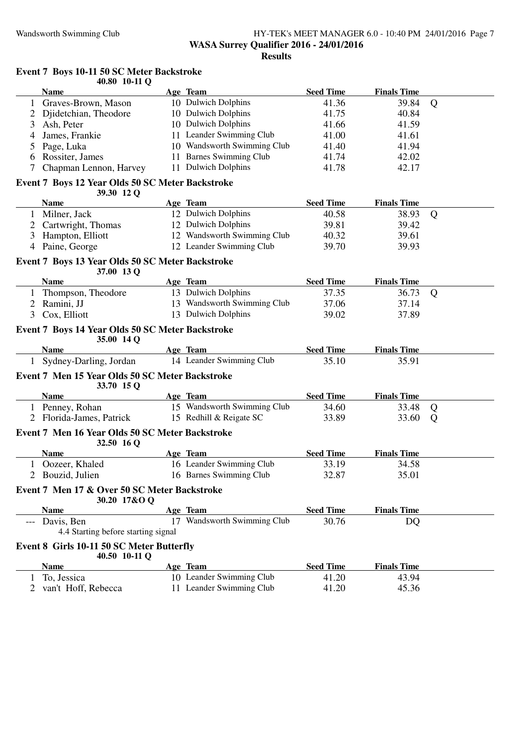**WASA Surrey Qualifier 2016 - 24/01/2016**

**Results**

### Event 7 Boys 10-11 50 SC Meter Backstroke

40.80 10-11 Q

| | Name | Age | Team | Seed Time | Finals Time | |
|---|---|---|---|---|---|---|
| 1 | Graves-Brown, Mason | 10 | Dulwich Dolphins | 41.36 | 39.84 | Q |
| 2 | Djidetchian, Theodore | 10 | Dulwich Dolphins | 41.75 | 40.84 | |
| 3 | Ash, Peter | 10 | Dulwich Dolphins | 41.66 | 41.59 | |
| 4 | James, Frankie | 11 | Leander Swimming Club | 41.00 | 41.61 | |
| 5 | Page, Luka | 10 | Wandsworth Swimming Club | 41.40 | 41.94 | |
| 6 | Rossiter, James | 11 | Barnes Swimming Club | 41.74 | 42.02 | |
| 7 | Chapman Lennon, Harvey | 11 | Dulwich Dolphins | 41.78 | 42.17 | |

### Event 7 Boys 12 Year Olds 50 SC Meter Backstroke

39.30 12 Q

| | Name | Age | Team | Seed Time | Finals Time | |
|---|---|---|---|---|---|---|
| 1 | Milner, Jack | 12 | Dulwich Dolphins | 40.58 | 38.93 | Q |
| 2 | Cartwright, Thomas | 12 | Dulwich Dolphins | 39.81 | 39.42 | |
| 3 | Hampton, Elliott | 12 | Wandsworth Swimming Club | 40.32 | 39.61 | |
| 4 | Paine, George | 12 | Leander Swimming Club | 39.70 | 39.93 | |

### Event 7 Boys 13 Year Olds 50 SC Meter Backstroke

37.00 13 Q

| | Name | Age | Team | Seed Time | Finals Time | |
|---|---|---|---|---|---|---|
| 1 | Thompson, Theodore | 13 | Dulwich Dolphins | 37.35 | 36.73 | Q |
| 2 | Ramini, JJ | 13 | Wandsworth Swimming Club | 37.06 | 37.14 | |
| 3 | Cox, Elliott | 13 | Dulwich Dolphins | 39.02 | 37.89 | |

### Event 7 Boys 14 Year Olds 50 SC Meter Backstroke

35.00 14 Q

| | Name | Age | Team | Seed Time | Finals Time |
|---|---|---|---|---|---|
| 1 | Sydney-Darling, Jordan | 14 | Leander Swimming Club | 35.10 | 35.91 |

### Event 7 Men 15 Year Olds 50 SC Meter Backstroke

33.70 15 Q

| | Name | Age | Team | Seed Time | Finals Time | |
|---|---|---|---|---|---|---|
| 1 | Penney, Rohan | 15 | Wandsworth Swimming Club | 34.60 | 33.48 | Q |
| 2 | Florida-James, Patrick | 15 | Redhill & Reigate SC | 33.89 | 33.60 | Q |

### Event 7 Men 16 Year Olds 50 SC Meter Backstroke

32.50 16 Q

| | Name | Age | Team | Seed Time | Finals Time |
|---|---|---|---|---|---|
| 1 | Oozeer, Khaled | 16 | Leander Swimming Club | 33.19 | 34.58 |
| 2 | Bouzid, Julien | 16 | Barnes Swimming Club | 32.87 | 35.01 |

### Event 7 Men 17 & Over 50 SC Meter Backstroke

30.20 17&O Q

| | Name | Age | Team | Seed Time | Finals Time |
|---|---|---|---|---|---|
| --- | Davis, Ben | 17 | Wandsworth Swimming Club | 30.76 | DQ |

4.4 Starting before starting signal

### Event 8 Girls 10-11 50 SC Meter Butterfly

40.50 10-11 Q

| | Name | Age | Team | Seed Time | Finals Time |
|---|---|---|---|---|---|
| 1 | To, Jessica | 10 | Leander Swimming Club | 41.20 | 43.94 |
| 2 | van't Hoff, Rebecca | 11 | Leander Swimming Club | 41.20 | 45.36 |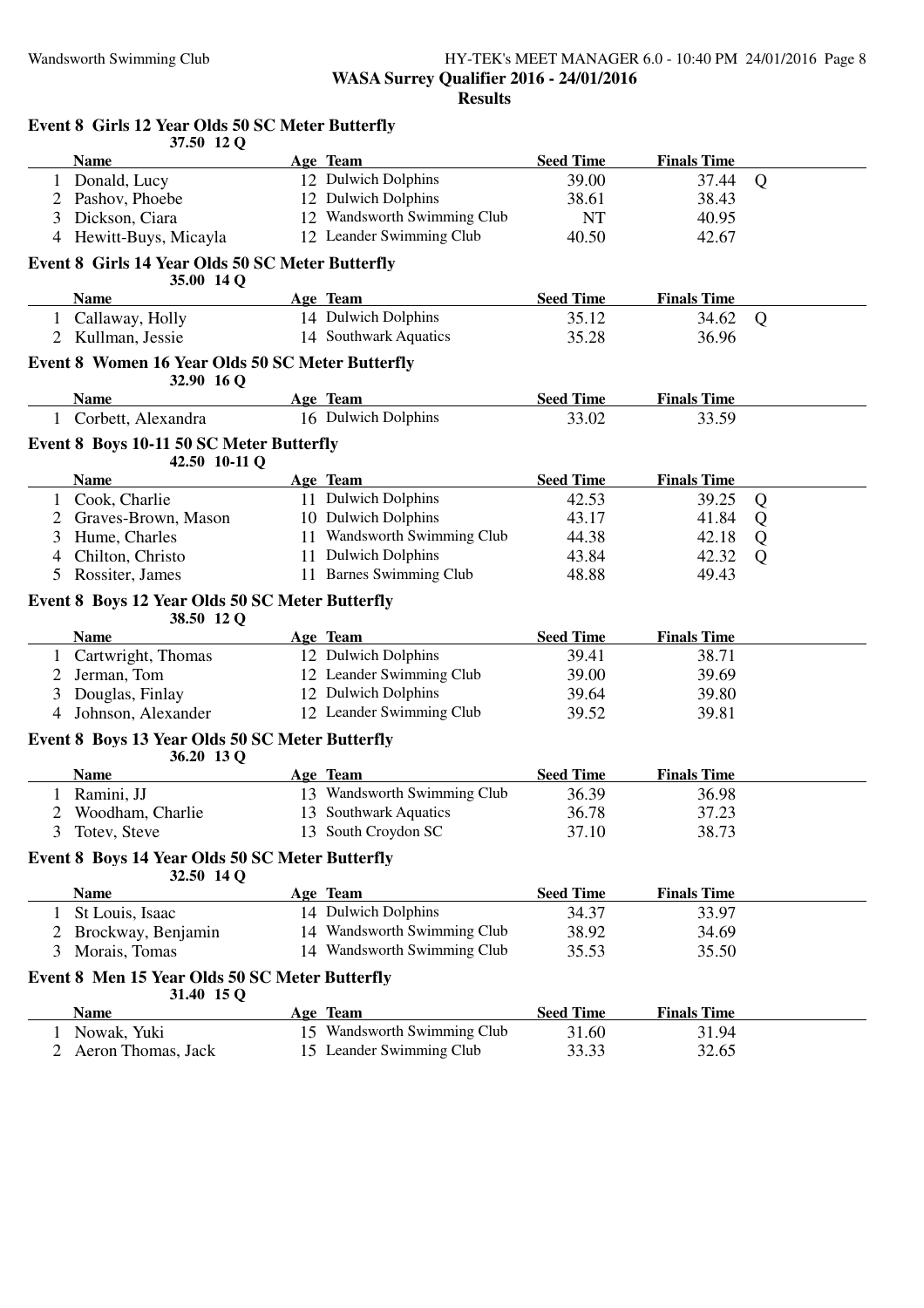**WASA Surrey Qualifier 2016 - 24/01/2016**

**Results**

### Event 8 Girls 12 Year Olds 50 SC Meter Butterfly

37.50 12 Q

| | Name | Age | Team | Seed Time | Finals Time | |
|---|---|---|---|---|---|---|
| 1 | Donald, Lucy | 12 | Dulwich Dolphins | 39.00 | 37.44 | Q |
| 2 | Pashov, Phoebe | 12 | Dulwich Dolphins | 38.61 | 38.43 | |
| 3 | Dickson, Ciara | 12 | Wandsworth Swimming Club | NT | 40.95 | |
| 4 | Hewitt-Buys, Micayla | 12 | Leander Swimming Club | 40.50 | 42.67 | |

### Event 8 Girls 14 Year Olds 50 SC Meter Butterfly

35.00 14 Q

| | Name | Age | Team | Seed Time | Finals Time | |
|---|---|---|---|---|---|---|
| 1 | Callaway, Holly | 14 | Dulwich Dolphins | 35.12 | 34.62 | Q |
| 2 | Kullman, Jessie | 14 | Southwark Aquatics | 35.28 | 36.96 | |

### Event 8 Women 16 Year Olds 50 SC Meter Butterfly

32.90 16 Q

| | Name | Age | Team | Seed Time | Finals Time |
|---|---|---|---|---|---|
| 1 | Corbett, Alexandra | 16 | Dulwich Dolphins | 33.02 | 33.59 |

### Event 8 Boys 10-11 50 SC Meter Butterfly

42.50 10-11 Q

| | Name | Age | Team | Seed Time | Finals Time | |
|---|---|---|---|---|---|---|
| 1 | Cook, Charlie | 11 | Dulwich Dolphins | 42.53 | 39.25 | Q |
| 2 | Graves-Brown, Mason | 10 | Dulwich Dolphins | 43.17 | 41.84 | Q |
| 3 | Hume, Charles | 11 | Wandsworth Swimming Club | 44.38 | 42.18 | Q |
| 4 | Chilton, Christo | 11 | Dulwich Dolphins | 43.84 | 42.32 | Q |
| 5 | Rossiter, James | 11 | Barnes Swimming Club | 48.88 | 49.43 | |

### Event 8 Boys 12 Year Olds 50 SC Meter Butterfly

38.50 12 Q

| | Name | Age | Team | Seed Time | Finals Time |
|---|---|---|---|---|---|
| 1 | Cartwright, Thomas | 12 | Dulwich Dolphins | 39.41 | 38.71 |
| 2 | Jerman, Tom | 12 | Leander Swimming Club | 39.00 | 39.69 |
| 3 | Douglas, Finlay | 12 | Dulwich Dolphins | 39.64 | 39.80 |
| 4 | Johnson, Alexander | 12 | Leander Swimming Club | 39.52 | 39.81 |

### Event 8 Boys 13 Year Olds 50 SC Meter Butterfly

36.20 13 Q

| | Name | Age | Team | Seed Time | Finals Time |
|---|---|---|---|---|---|
| 1 | Ramini, JJ | 13 | Wandsworth Swimming Club | 36.39 | 36.98 |
| 2 | Woodham, Charlie | 13 | Southwark Aquatics | 36.78 | 37.23 |
| 3 | Totev, Steve | 13 | South Croydon SC | 37.10 | 38.73 |

### Event 8 Boys 14 Year Olds 50 SC Meter Butterfly

32.50 14 Q

| | Name | Age | Team | Seed Time | Finals Time |
|---|---|---|---|---|---|
| 1 | St Louis, Isaac | 14 | Dulwich Dolphins | 34.37 | 33.97 |
| 2 | Brockway, Benjamin | 14 | Wandsworth Swimming Club | 38.92 | 34.69 |
| 3 | Morais, Tomas | 14 | Wandsworth Swimming Club | 35.53 | 35.50 |

### Event 8 Men 15 Year Olds 50 SC Meter Butterfly

31.40 15 Q

| | Name | Age | Team | Seed Time | Finals Time |
|---|---|---|---|---|---|
| 1 | Nowak, Yuki | 15 | Wandsworth Swimming Club | 31.60 | 31.94 |
| 2 | Aeron Thomas, Jack | 15 | Leander Swimming Club | 33.33 | 32.65 |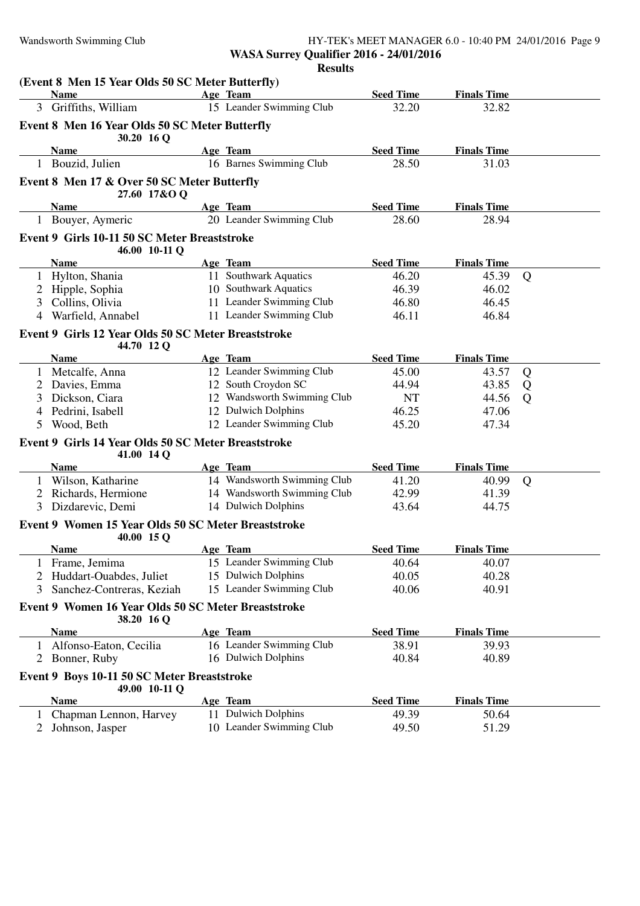WASA Surrey Qualifier 2016 - 24/01/2016

Results

**(Event 8 Men 15 Year Olds 50 SC Meter Butterfly)**

| | Name | Age | Team | Seed Time | Finals Time | |
|---|---|---|---|---|---|---|
| 3 | Griffiths, William | 15 | Leander Swimming Club | 32.20 | 32.82 | |

**Event 8 Men 16 Year Olds 50 SC Meter Butterfly**

30.20 16 Q

| | Name | Age | Team | Seed Time | Finals Time | |
|---|---|---|---|---|---|---|
| 1 | Bouzid, Julien | 16 | Barnes Swimming Club | 28.50 | 31.03 | |

**Event 8 Men 17 & Over 50 SC Meter Butterfly**

27.60 17&O Q

| | Name | Age | Team | Seed Time | Finals Time | |
|---|---|---|---|---|---|---|
| 1 | Bouyer, Aymeric | 20 | Leander Swimming Club | 28.60 | 28.94 | |

**Event 9 Girls 10-11 50 SC Meter Breaststroke**

46.00 10-11 Q

| | Name | Age | Team | Seed Time | Finals Time | |
|---|---|---|---|---|---|---|
| 1 | Hylton, Shania | 11 | Southwark Aquatics | 46.20 | 45.39 | Q |
| 2 | Hipple, Sophia | 10 | Southwark Aquatics | 46.39 | 46.02 | |
| 3 | Collins, Olivia | 11 | Leander Swimming Club | 46.80 | 46.45 | |
| 4 | Warfield, Annabel | 11 | Leander Swimming Club | 46.11 | 46.84 | |

**Event 9 Girls 12 Year Olds 50 SC Meter Breaststroke**

44.70 12 Q

| | Name | Age | Team | Seed Time | Finals Time | |
|---|---|---|---|---|---|---|
| 1 | Metcalfe, Anna | 12 | Leander Swimming Club | 45.00 | 43.57 | Q |
| 2 | Davies, Emma | 12 | South Croydon SC | 44.94 | 43.85 | Q |
| 3 | Dickson, Ciara | 12 | Wandsworth Swimming Club | NT | 44.56 | Q |
| 4 | Pedrini, Isabell | 12 | Dulwich Dolphins | 46.25 | 47.06 | |
| 5 | Wood, Beth | 12 | Leander Swimming Club | 45.20 | 47.34 | |

**Event 9 Girls 14 Year Olds 50 SC Meter Breaststroke**

41.00 14 Q

| | Name | Age | Team | Seed Time | Finals Time | |
|---|---|---|---|---|---|---|
| 1 | Wilson, Katharine | 14 | Wandsworth Swimming Club | 41.20 | 40.99 | Q |
| 2 | Richards, Hermione | 14 | Wandsworth Swimming Club | 42.99 | 41.39 | |
| 3 | Dizdarevic, Demi | 14 | Dulwich Dolphins | 43.64 | 44.75 | |

**Event 9 Women 15 Year Olds 50 SC Meter Breaststroke**

40.00 15 Q

| | Name | Age | Team | Seed Time | Finals Time | |
|---|---|---|---|---|---|---|
| 1 | Frame, Jemima | 15 | Leander Swimming Club | 40.64 | 40.07 | |
| 2 | Huddart-Ouabdes, Juliet | 15 | Dulwich Dolphins | 40.05 | 40.28 | |
| 3 | Sanchez-Contreras, Keziah | 15 | Leander Swimming Club | 40.06 | 40.91 | |

**Event 9 Women 16 Year Olds 50 SC Meter Breaststroke**

38.20 16 Q

| | Name | Age | Team | Seed Time | Finals Time | |
|---|---|---|---|---|---|---|
| 1 | Alfonso-Eaton, Cecilia | 16 | Leander Swimming Club | 38.91 | 39.93 | |
| 2 | Bonner, Ruby | 16 | Dulwich Dolphins | 40.84 | 40.89 | |

**Event 9 Boys 10-11 50 SC Meter Breaststroke**

49.00 10-11 Q

| | Name | Age | Team | Seed Time | Finals Time | |
|---|---|---|---|---|---|---|
| 1 | Chapman Lennon, Harvey | 11 | Dulwich Dolphins | 49.39 | 50.64 | |
| 2 | Johnson, Jasper | 10 | Leander Swimming Club | 49.50 | 51.29 | |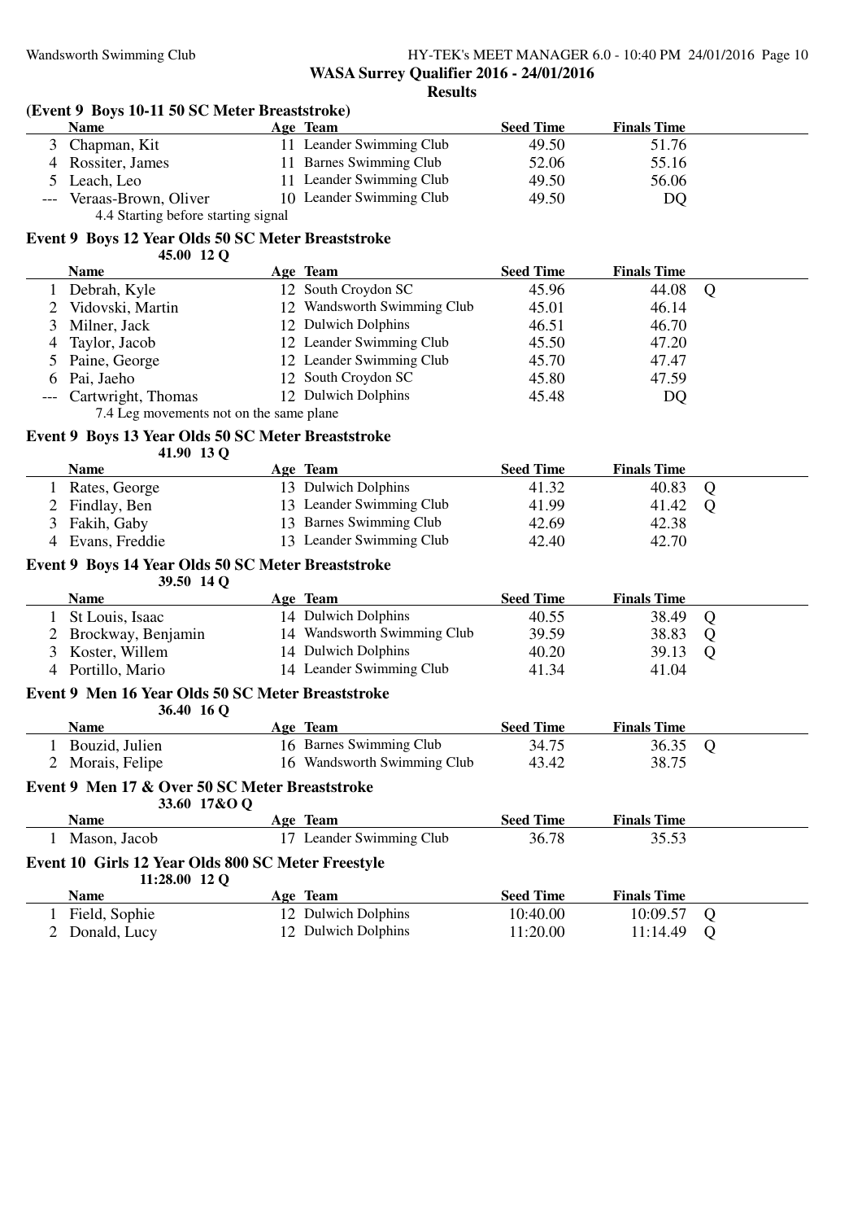**WASA Surrey Qualifier 2016 - 24/01/2016**

**Results**

### (Event 9 Boys 10-11 50 SC Meter Breaststroke)

| | Name | Age | Team | Seed Time | Finals Time | |
|---|---|---|---|---|---|---|
| 3 | Chapman, Kit | 11 | Leander Swimming Club | 49.50 | 51.76 | |
| 4 | Rossiter, James | 11 | Barnes Swimming Club | 52.06 | 55.16 | |
| 5 | Leach, Leo | 11 | Leander Swimming Club | 49.50 | 56.06 | |
| --- | Veraas-Brown, Oliver | 10 | Leander Swimming Club | 49.50 | DQ | |
| | 4.4 Starting before starting signal | | | | | |

### Event 9 Boys 12 Year Olds 50 SC Meter Breaststroke

45.00 12 Q

| | Name | Age | Team | Seed Time | Finals Time | |
|---|---|---|---|---|---|---|
| 1 | Debrah, Kyle | 12 | South Croydon SC | 45.96 | 44.08 | Q |
| 2 | Vidovski, Martin | 12 | Wandsworth Swimming Club | 45.01 | 46.14 | |
| 3 | Milner, Jack | 12 | Dulwich Dolphins | 46.51 | 46.70 | |
| 4 | Taylor, Jacob | 12 | Leander Swimming Club | 45.50 | 47.20 | |
| 5 | Paine, George | 12 | Leander Swimming Club | 45.70 | 47.47 | |
| 6 | Pai, Jaeho | 12 | South Croydon SC | 45.80 | 47.59 | |
| --- | Cartwright, Thomas | 12 | Dulwich Dolphins | 45.48 | DQ | |
| | 7.4 Leg movements not on the same plane | | | | | |

### Event 9 Boys 13 Year Olds 50 SC Meter Breaststroke

41.90 13 Q

| | Name | Age | Team | Seed Time | Finals Time | |
|---|---|---|---|---|---|---|
| 1 | Rates, George | 13 | Dulwich Dolphins | 41.32 | 40.83 | Q |
| 2 | Findlay, Ben | 13 | Leander Swimming Club | 41.99 | 41.42 | Q |
| 3 | Fakih, Gaby | 13 | Barnes Swimming Club | 42.69 | 42.38 | |
| 4 | Evans, Freddie | 13 | Leander Swimming Club | 42.40 | 42.70 | |

### Event 9 Boys 14 Year Olds 50 SC Meter Breaststroke

39.50 14 Q

| | Name | Age | Team | Seed Time | Finals Time | |
|---|---|---|---|---|---|---|
| 1 | St Louis, Isaac | 14 | Dulwich Dolphins | 40.55 | 38.49 | Q |
| 2 | Brockway, Benjamin | 14 | Wandsworth Swimming Club | 39.59 | 38.83 | Q |
| 3 | Koster, Willem | 14 | Dulwich Dolphins | 40.20 | 39.13 | Q |
| 4 | Portillo, Mario | 14 | Leander Swimming Club | 41.34 | 41.04 | |

### Event 9 Men 16 Year Olds 50 SC Meter Breaststroke

36.40 16 Q

| | Name | Age | Team | Seed Time | Finals Time | |
|---|---|---|---|---|---|---|
| 1 | Bouzid, Julien | 16 | Barnes Swimming Club | 34.75 | 36.35 | Q |
| 2 | Morais, Felipe | 16 | Wandsworth Swimming Club | 43.42 | 38.75 | |

### Event 9 Men 17 & Over 50 SC Meter Breaststroke

33.60 17&O Q

| | Name | Age | Team | Seed Time | Finals Time |
|---|---|---|---|---|---|
| 1 | Mason, Jacob | 17 | Leander Swimming Club | 36.78 | 35.53 |

### Event 10 Girls 12 Year Olds 800 SC Meter Freestyle

11:28.00 12 Q

| | Name | Age | Team | Seed Time | Finals Time | |
|---|---|---|---|---|---|---|
| 1 | Field, Sophie | 12 | Dulwich Dolphins | 10:40.00 | 10:09.57 | Q |
| 2 | Donald, Lucy | 12 | Dulwich Dolphins | 11:20.00 | 11:14.49 | Q |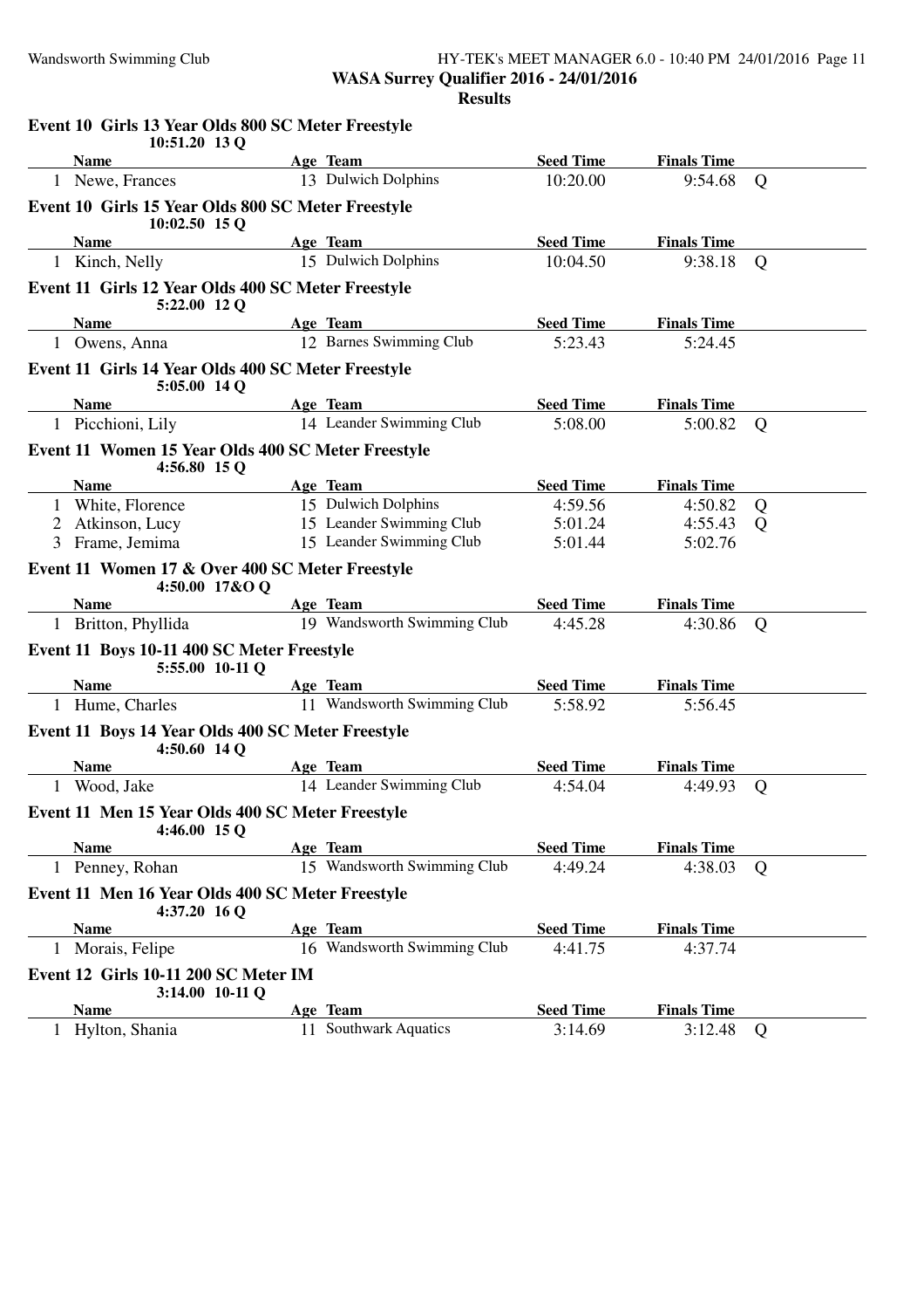## WASA Surrey Qualifier 2016 - 24/01/2016

### Results

**Event 10 Girls 13 Year Olds 800 SC Meter Freestyle**
10:51.20 13 Q

| | Name | Age | Team | Seed Time | Finals Time | |
|---|---|---|---|---|---|---|
| 1 | Newe, Frances | 13 | Dulwich Dolphins | 10:20.00 | 9:54.68 | Q |

**Event 10 Girls 15 Year Olds 800 SC Meter Freestyle**
10:02.50 15 Q

| | Name | Age | Team | Seed Time | Finals Time | |
|---|---|---|---|---|---|---|
| 1 | Kinch, Nelly | 15 | Dulwich Dolphins | 10:04.50 | 9:38.18 | Q |

**Event 11 Girls 12 Year Olds 400 SC Meter Freestyle**
5:22.00 12 Q

| | Name | Age | Team | Seed Time | Finals Time | |
|---|---|---|---|---|---|---|
| 1 | Owens, Anna | 12 | Barnes Swimming Club | 5:23.43 | 5:24.45 | |

**Event 11 Girls 14 Year Olds 400 SC Meter Freestyle**
5:05.00 14 Q

| | Name | Age | Team | Seed Time | Finals Time | |
|---|---|---|---|---|---|---|
| 1 | Picchioni, Lily | 14 | Leander Swimming Club | 5:08.00 | 5:00.82 | Q |

**Event 11 Women 15 Year Olds 400 SC Meter Freestyle**
4:56.80 15 Q

| | Name | Age | Team | Seed Time | Finals Time | |
|---|---|---|---|---|---|---|
| 1 | White, Florence | 15 | Dulwich Dolphins | 4:59.56 | 4:50.82 | Q |
| 2 | Atkinson, Lucy | 15 | Leander Swimming Club | 5:01.24 | 4:55.43 | Q |
| 3 | Frame, Jemima | 15 | Leander Swimming Club | 5:01.44 | 5:02.76 | |

**Event 11 Women 17 & Over 400 SC Meter Freestyle**
4:50.00 17&O Q

| | Name | Age | Team | Seed Time | Finals Time | |
|---|---|---|---|---|---|---|
| 1 | Britton, Phyllida | 19 | Wandsworth Swimming Club | 4:45.28 | 4:30.86 | Q |

**Event 11 Boys 10-11 400 SC Meter Freestyle**
5:55.00 10-11 Q

| | Name | Age | Team | Seed Time | Finals Time | |
|---|---|---|---|---|---|---|
| 1 | Hume, Charles | 11 | Wandsworth Swimming Club | 5:58.92 | 5:56.45 | |

**Event 11 Boys 14 Year Olds 400 SC Meter Freestyle**
4:50.60 14 Q

| | Name | Age | Team | Seed Time | Finals Time | |
|---|---|---|---|---|---|---|
| 1 | Wood, Jake | 14 | Leander Swimming Club | 4:54.04 | 4:49.93 | Q |

**Event 11 Men 15 Year Olds 400 SC Meter Freestyle**
4:46.00 15 Q

| | Name | Age | Team | Seed Time | Finals Time | |
|---|---|---|---|---|---|---|
| 1 | Penney, Rohan | 15 | Wandsworth Swimming Club | 4:49.24 | 4:38.03 | Q |

**Event 11 Men 16 Year Olds 400 SC Meter Freestyle**
4:37.20 16 Q

| | Name | Age | Team | Seed Time | Finals Time | |
|---|---|---|---|---|---|---|
| 1 | Morais, Felipe | 16 | Wandsworth Swimming Club | 4:41.75 | 4:37.74 | |

**Event 12 Girls 10-11 200 SC Meter IM**
3:14.00 10-11 Q

| | Name | Age | Team | Seed Time | Finals Time | |
|---|---|---|---|---|---|---|
| 1 | Hylton, Shania | 11 | Southwark Aquatics | 3:14.69 | 3:12.48 | Q |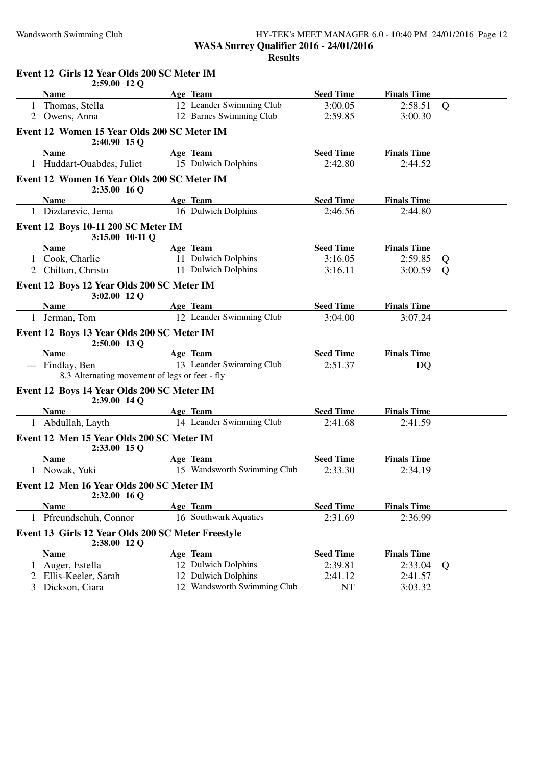**WASA Surrey Qualifier 2016 - 24/01/2016**

**Results**

### Event 12 Girls 12 Year Olds 200 SC Meter IM

2:59.00 12 Q

| | Name | Age | Team | Seed Time | Finals Time | |
|---|---|---|---|---|---|---|
| 1 | Thomas, Stella | 12 | Leander Swimming Club | 3:00.05 | 2:58.51 | Q |
| 2 | Owens, Anna | 12 | Barnes Swimming Club | 2:59.85 | 3:00.30 | |

### Event 12 Women 15 Year Olds 200 SC Meter IM

2:40.90 15 Q

| | Name | Age | Team | Seed Time | Finals Time |
|---|---|---|---|---|---|
| 1 | Huddart-Ouabdes, Juliet | 15 | Dulwich Dolphins | 2:42.80 | 2:44.52 |

### Event 12 Women 16 Year Olds 200 SC Meter IM

2:35.00 16 Q

| | Name | Age | Team | Seed Time | Finals Time |
|---|---|---|---|---|---|
| 1 | Dizdarevic, Jema | 16 | Dulwich Dolphins | 2:46.56 | 2:44.80 |

### Event 12 Boys 10-11 200 SC Meter IM

3:15.00 10-11 Q

| | Name | Age | Team | Seed Time | Finals Time | |
|---|---|---|---|---|---|---|
| 1 | Cook, Charlie | 11 | Dulwich Dolphins | 3:16.05 | 2:59.85 | Q |
| 2 | Chilton, Christo | 11 | Dulwich Dolphins | 3:16.11 | 3:00.59 | Q |

### Event 12 Boys 12 Year Olds 200 SC Meter IM

3:02.00 12 Q

| | Name | Age | Team | Seed Time | Finals Time |
|---|---|---|---|---|---|
| 1 | Jerman, Tom | 12 | Leander Swimming Club | 3:04.00 | 3:07.24 |

### Event 12 Boys 13 Year Olds 200 SC Meter IM

2:50.00 13 Q

| | Name | Age | Team | Seed Time | Finals Time |
|---|---|---|---|---|---|
| --- | Findlay, Ben | 13 | Leander Swimming Club | 2:51.37 | DQ |

8.3 Alternating movement of legs or feet - fly

### Event 12 Boys 14 Year Olds 200 SC Meter IM

2:39.00 14 Q

| | Name | Age | Team | Seed Time | Finals Time |
|---|---|---|---|---|---|
| 1 | Abdullah, Layth | 14 | Leander Swimming Club | 2:41.68 | 2:41.59 |

### Event 12 Men 15 Year Olds 200 SC Meter IM

2:33.00 15 Q

| | Name | Age | Team | Seed Time | Finals Time |
|---|---|---|---|---|---|
| 1 | Nowak, Yuki | 15 | Wandsworth Swimming Club | 2:33.30 | 2:34.19 |

### Event 12 Men 16 Year Olds 200 SC Meter IM

2:32.00 16 Q

| | Name | Age | Team | Seed Time | Finals Time |
|---|---|---|---|---|---|
| 1 | Pfreundschuh, Connor | 16 | Southwark Aquatics | 2:31.69 | 2:36.99 |

### Event 13 Girls 12 Year Olds 200 SC Meter Freestyle

2:38.00 12 Q

| | Name | Age | Team | Seed Time | Finals Time | |
|---|---|---|---|---|---|---|
| 1 | Auger, Estella | 12 | Dulwich Dolphins | 2:39.81 | 2:33.04 | Q |
| 2 | Ellis-Keeler, Sarah | 12 | Dulwich Dolphins | 2:41.12 | 2:41.57 | |
| 3 | Dickson, Ciara | 12 | Wandsworth Swimming Club | NT | 3:03.32 | |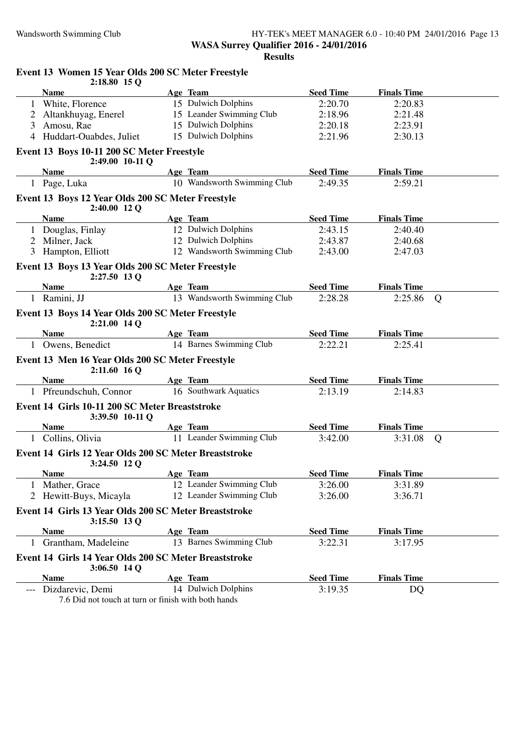**WASA Surrey Qualifier 2016 - 24/01/2016**

**Results**

### Event 13 Women 15 Year Olds 200 SC Meter Freestyle

2:18.80 15 Q

| | Name | Age | Team | Seed Time | Finals Time | |
|---|---|---|---|---|---|---|
| 1 | White, Florence | 15 | Dulwich Dolphins | 2:20.70 | 2:20.83 | |
| 2 | Altankhuyag, Enerel | 15 | Leander Swimming Club | 2:18.96 | 2:21.48 | |
| 3 | Amosu, Rae | 15 | Dulwich Dolphins | 2:20.18 | 2:23.91 | |
| 4 | Huddart-Ouabdes, Juliet | 15 | Dulwich Dolphins | 2:21.96 | 2:30.13 | |

### Event 13 Boys 10-11 200 SC Meter Freestyle

2:49.00 10-11 Q

| | Name | Age | Team | Seed Time | Finals Time | |
|---|---|---|---|---|---|---|
| 1 | Page, Luka | 10 | Wandsworth Swimming Club | 2:49.35 | 2:59.21 | |

### Event 13 Boys 12 Year Olds 200 SC Meter Freestyle

2:40.00 12 Q

| | Name | Age | Team | Seed Time | Finals Time | |
|---|---|---|---|---|---|---|
| 1 | Douglas, Finlay | 12 | Dulwich Dolphins | 2:43.15 | 2:40.40 | |
| 2 | Milner, Jack | 12 | Dulwich Dolphins | 2:43.87 | 2:40.68 | |
| 3 | Hampton, Elliott | 12 | Wandsworth Swimming Club | 2:43.00 | 2:47.03 | |

### Event 13 Boys 13 Year Olds 200 SC Meter Freestyle

2:27.50 13 Q

| | Name | Age | Team | Seed Time | Finals Time | |
|---|---|---|---|---|---|---|
| 1 | Ramini, JJ | 13 | Wandsworth Swimming Club | 2:28.28 | 2:25.86 | Q |

### Event 13 Boys 14 Year Olds 200 SC Meter Freestyle

2:21.00 14 Q

| | Name | Age | Team | Seed Time | Finals Time | |
|---|---|---|---|---|---|---|
| 1 | Owens, Benedict | 14 | Barnes Swimming Club | 2:22.21 | 2:25.41 | |

### Event 13 Men 16 Year Olds 200 SC Meter Freestyle

2:11.60 16 Q

| | Name | Age | Team | Seed Time | Finals Time | |
|---|---|---|---|---|---|---|
| 1 | Pfreundschuh, Connor | 16 | Southwark Aquatics | 2:13.19 | 2:14.83 | |

### Event 14 Girls 10-11 200 SC Meter Breaststroke

3:39.50 10-11 Q

| | Name | Age | Team | Seed Time | Finals Time | |
|---|---|---|---|---|---|---|
| 1 | Collins, Olivia | 11 | Leander Swimming Club | 3:42.00 | 3:31.08 | Q |

### Event 14 Girls 12 Year Olds 200 SC Meter Breaststroke

3:24.50 12 Q

| | Name | Age | Team | Seed Time | Finals Time | |
|---|---|---|---|---|---|---|
| 1 | Mather, Grace | 12 | Leander Swimming Club | 3:26.00 | 3:31.89 | |
| 2 | Hewitt-Buys, Micayla | 12 | Leander Swimming Club | 3:26.00 | 3:36.71 | |

### Event 14 Girls 13 Year Olds 200 SC Meter Breaststroke

3:15.50 13 Q

| | Name | Age | Team | Seed Time | Finals Time | |
|---|---|---|---|---|---|---|
| 1 | Grantham, Madeleine | 13 | Barnes Swimming Club | 3:22.31 | 3:17.95 | |

### Event 14 Girls 14 Year Olds 200 SC Meter Breaststroke

3:06.50 14 Q

| | Name | Age | Team | Seed Time | Finals Time | |
|---|---|---|---|---|---|---|
| --- | Dizdarevic, Demi | 14 | Dulwich Dolphins | 3:19.35 | DQ | |

7.6 Did not touch at turn or finish with both hands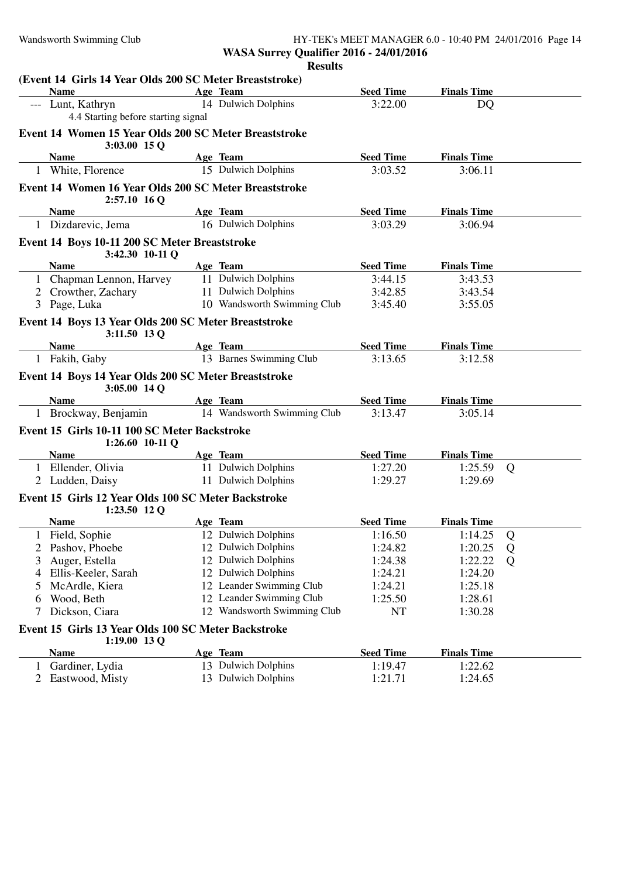**WASA Surrey Qualifier 2016 - 24/01/2016**

**Results**

### (Event 14 Girls 14 Year Olds 200 SC Meter Breaststroke)

| | Name | Age | Team | Seed Time | Finals Time | |
|---|---|---|---|---|---|---|
| --- | Lunt, Kathryn | 14 | Dulwich Dolphins | 3:22.00 | DQ | |
| | 4.4 Starting before starting signal | | | | | |

### Event 14 Women 15 Year Olds 200 SC Meter Breaststroke

3:03.00 15 Q

| | Name | Age | Team | Seed Time | Finals Time | |
|---|---|---|---|---|---|---|
| 1 | White, Florence | 15 | Dulwich Dolphins | 3:03.52 | 3:06.11 | |

### Event 14 Women 16 Year Olds 200 SC Meter Breaststroke

2:57.10 16 Q

| | Name | Age | Team | Seed Time | Finals Time | |
|---|---|---|---|---|---|---|
| 1 | Dizdarevic, Jema | 16 | Dulwich Dolphins | 3:03.29 | 3:06.94 | |

### Event 14 Boys 10-11 200 SC Meter Breaststroke

3:42.30 10-11 Q

| | Name | Age | Team | Seed Time | Finals Time | |
|---|---|---|---|---|---|---|
| 1 | Chapman Lennon, Harvey | 11 | Dulwich Dolphins | 3:44.15 | 3:43.53 | |
| 2 | Crowther, Zachary | 11 | Dulwich Dolphins | 3:42.85 | 3:43.54 | |
| 3 | Page, Luka | 10 | Wandsworth Swimming Club | 3:45.40 | 3:55.05 | |

### Event 14 Boys 13 Year Olds 200 SC Meter Breaststroke

3:11.50 13 Q

| | Name | Age | Team | Seed Time | Finals Time | |
|---|---|---|---|---|---|---|
| 1 | Fakih, Gaby | 13 | Barnes Swimming Club | 3:13.65 | 3:12.58 | |

### Event 14 Boys 14 Year Olds 200 SC Meter Breaststroke

3:05.00 14 Q

| | Name | Age | Team | Seed Time | Finals Time | |
|---|---|---|---|---|---|---|
| 1 | Brockway, Benjamin | 14 | Wandsworth Swimming Club | 3:13.47 | 3:05.14 | |

### Event 15 Girls 10-11 100 SC Meter Backstroke

1:26.60 10-11 Q

| | Name | Age | Team | Seed Time | Finals Time | |
|---|---|---|---|---|---|---|
| 1 | Ellender, Olivia | 11 | Dulwich Dolphins | 1:27.20 | 1:25.59 | Q |
| 2 | Ludden, Daisy | 11 | Dulwich Dolphins | 1:29.27 | 1:29.69 | |

### Event 15 Girls 12 Year Olds 100 SC Meter Backstroke

1:23.50 12 Q

| | Name | Age | Team | Seed Time | Finals Time | |
|---|---|---|---|---|---|---|
| 1 | Field, Sophie | 12 | Dulwich Dolphins | 1:16.50 | 1:14.25 | Q |
| 2 | Pashov, Phoebe | 12 | Dulwich Dolphins | 1:24.82 | 1:20.25 | Q |
| 3 | Auger, Estella | 12 | Dulwich Dolphins | 1:24.38 | 1:22.22 | Q |
| 4 | Ellis-Keeler, Sarah | 12 | Dulwich Dolphins | 1:24.21 | 1:24.20 | |
| 5 | McArdle, Kiera | 12 | Leander Swimming Club | 1:24.21 | 1:25.18 | |
| 6 | Wood, Beth | 12 | Leander Swimming Club | 1:25.50 | 1:28.61 | |
| 7 | Dickson, Ciara | 12 | Wandsworth Swimming Club | NT | 1:30.28 | |

### Event 15 Girls 13 Year Olds 100 SC Meter Backstroke

1:19.00 13 Q

| | Name | Age | Team | Seed Time | Finals Time | |
|---|---|---|---|---|---|---|
| 1 | Gardiner, Lydia | 13 | Dulwich Dolphins | 1:19.47 | 1:22.62 | |
| 2 | Eastwood, Misty | 13 | Dulwich Dolphins | 1:21.71 | 1:24.65 | |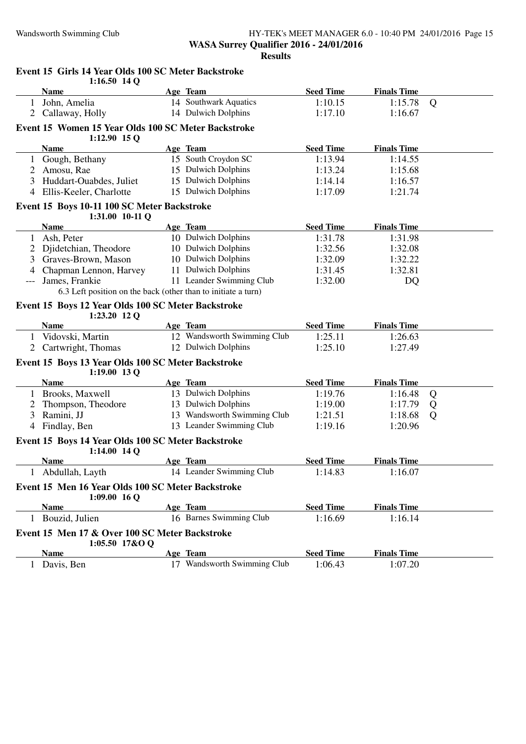WASA Surrey Qualifier 2016 - 24/01/2016

**Results**

### Event 15 Girls 14 Year Olds 100 SC Meter Backstroke

1:16.50 14 Q

| | Name | Age | Team | Seed Time | Finals Time | |
|---|---|---|---|---|---|---|
| 1 | John, Amelia | 14 | Southwark Aquatics | 1:10.15 | 1:15.78 | Q |
| 2 | Callaway, Holly | 14 | Dulwich Dolphins | 1:17.10 | 1:16.67 | |

### Event 15 Women 15 Year Olds 100 SC Meter Backstroke

1:12.90 15 Q

| | Name | Age | Team | Seed Time | Finals Time |
|---|---|---|---|---|---|
| 1 | Gough, Bethany | 15 | South Croydon SC | 1:13.94 | 1:14.55 |
| 2 | Amosu, Rae | 15 | Dulwich Dolphins | 1:13.24 | 1:15.68 |
| 3 | Huddart-Ouabdes, Juliet | 15 | Dulwich Dolphins | 1:14.14 | 1:16.57 |
| 4 | Ellis-Keeler, Charlotte | 15 | Dulwich Dolphins | 1:17.09 | 1:21.74 |

### Event 15 Boys 10-11 100 SC Meter Backstroke

1:31.00 10-11 Q

| | Name | Age | Team | Seed Time | Finals Time |
|---|---|---|---|---|---|
| 1 | Ash, Peter | 10 | Dulwich Dolphins | 1:31.78 | 1:31.98 |
| 2 | Djidetchian, Theodore | 10 | Dulwich Dolphins | 1:32.56 | 1:32.08 |
| 3 | Graves-Brown, Mason | 10 | Dulwich Dolphins | 1:32.09 | 1:32.22 |
| 4 | Chapman Lennon, Harvey | 11 | Dulwich Dolphins | 1:31.45 | 1:32.81 |
| --- | James, Frankie | 11 | Leander Swimming Club | 1:32.00 | DQ |

6.3 Left position on the back (other than to initiate a turn)

### Event 15 Boys 12 Year Olds 100 SC Meter Backstroke

1:23.20 12 Q

| | Name | Age | Team | Seed Time | Finals Time |
|---|---|---|---|---|---|
| 1 | Vidovski, Martin | 12 | Wandsworth Swimming Club | 1:25.11 | 1:26.63 |
| 2 | Cartwright, Thomas | 12 | Dulwich Dolphins | 1:25.10 | 1:27.49 |

### Event 15 Boys 13 Year Olds 100 SC Meter Backstroke

1:19.00 13 Q

| | Name | Age | Team | Seed Time | Finals Time | |
|---|---|---|---|---|---|---|
| 1 | Brooks, Maxwell | 13 | Dulwich Dolphins | 1:19.76 | 1:16.48 | Q |
| 2 | Thompson, Theodore | 13 | Dulwich Dolphins | 1:19.00 | 1:17.79 | Q |
| 3 | Ramini, JJ | 13 | Wandsworth Swimming Club | 1:21.51 | 1:18.68 | Q |
| 4 | Findlay, Ben | 13 | Leander Swimming Club | 1:19.16 | 1:20.96 | |

### Event 15 Boys 14 Year Olds 100 SC Meter Backstroke

1:14.00 14 Q

| | Name | Age | Team | Seed Time | Finals Time |
|---|---|---|---|---|---|
| 1 | Abdullah, Layth | 14 | Leander Swimming Club | 1:14.83 | 1:16.07 |

### Event 15 Men 16 Year Olds 100 SC Meter Backstroke

1:09.00 16 Q

| | Name | Age | Team | Seed Time | Finals Time |
|---|---|---|---|---|---|
| 1 | Bouzid, Julien | 16 | Barnes Swimming Club | 1:16.69 | 1:16.14 |

### Event 15 Men 17 & Over 100 SC Meter Backstroke

1:05.50 17&O Q

| | Name | Age | Team | Seed Time | Finals Time |
|---|---|---|---|---|---|
| 1 | Davis, Ben | 17 | Wandsworth Swimming Club | 1:06.43 | 1:07.20 |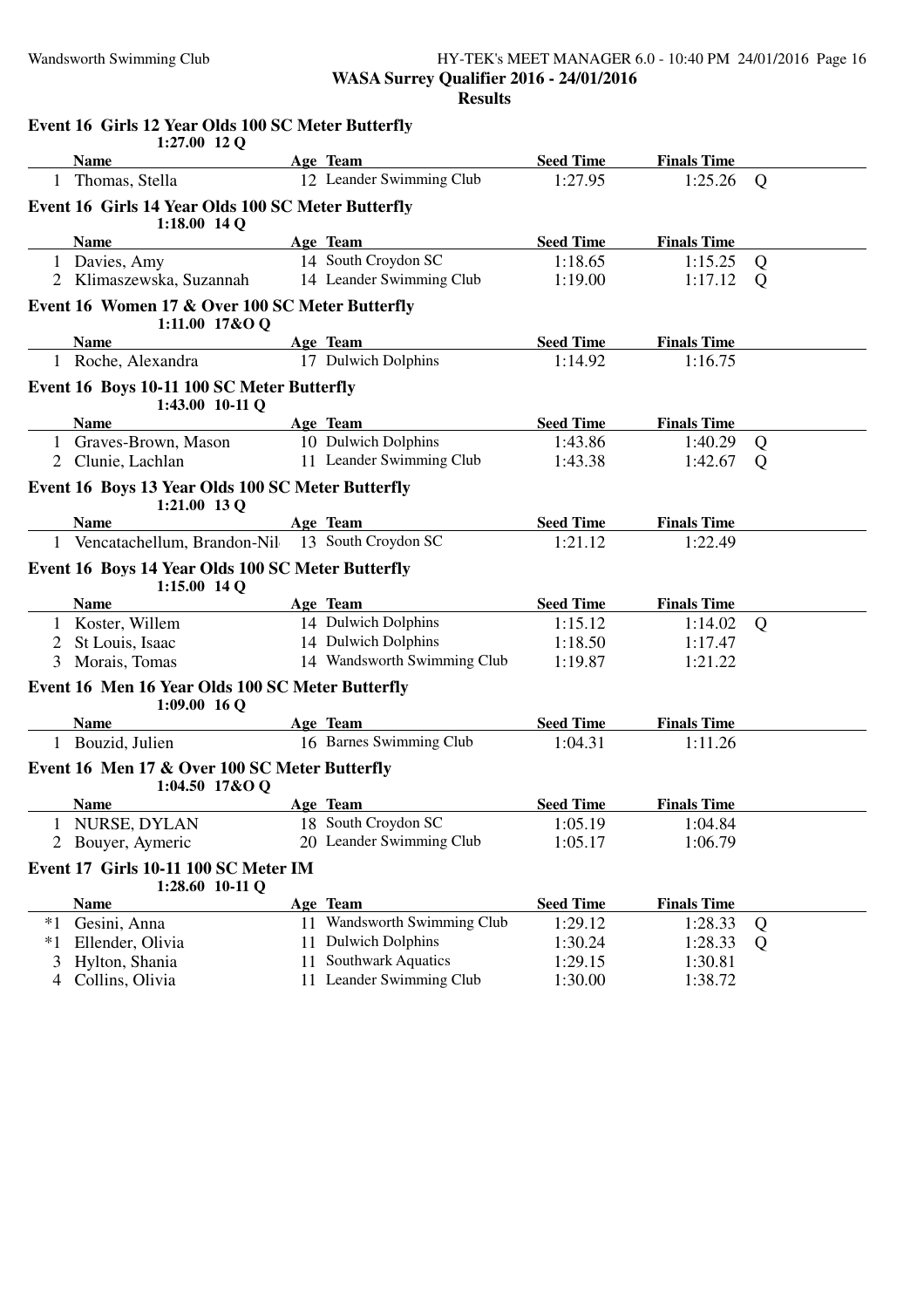**WASA Surrey Qualifier 2016 - 24/01/2016**

**Results**

### Event 16 Girls 12 Year Olds 100 SC Meter Butterfly

1:27.00 12 Q

| | Name | Age | Team | Seed Time | Finals Time | |
|---|---|---|---|---|---|---|
| 1 | Thomas, Stella | 12 | Leander Swimming Club | 1:27.95 | 1:25.26 | Q |

### Event 16 Girls 14 Year Olds 100 SC Meter Butterfly

1:18.00 14 Q

| | Name | Age | Team | Seed Time | Finals Time | |
|---|---|---|---|---|---|---|
| 1 | Davies, Amy | 14 | South Croydon SC | 1:18.65 | 1:15.25 | Q |
| 2 | Klimaszewska, Suzannah | 14 | Leander Swimming Club | 1:19.00 | 1:17.12 | Q |

### Event 16 Women 17 & Over 100 SC Meter Butterfly

1:11.00 17&O Q

| | Name | Age | Team | Seed Time | Finals Time |
|---|---|---|---|---|---|
| 1 | Roche, Alexandra | 17 | Dulwich Dolphins | 1:14.92 | 1:16.75 |

### Event 16 Boys 10-11 100 SC Meter Butterfly

1:43.00 10-11 Q

| | Name | Age | Team | Seed Time | Finals Time | |
|---|---|---|---|---|---|---|
| 1 | Graves-Brown, Mason | 10 | Dulwich Dolphins | 1:43.86 | 1:40.29 | Q |
| 2 | Clunie, Lachlan | 11 | Leander Swimming Club | 1:43.38 | 1:42.67 | Q |

### Event 16 Boys 13 Year Olds 100 SC Meter Butterfly

1:21.00 13 Q

| | Name | Age | Team | Seed Time | Finals Time |
|---|---|---|---|---|---|
| 1 | Vencatachellum, Brandon-Nil | 13 | South Croydon SC | 1:21.12 | 1:22.49 |

### Event 16 Boys 14 Year Olds 100 SC Meter Butterfly

1:15.00 14 Q

| | Name | Age | Team | Seed Time | Finals Time | |
|---|---|---|---|---|---|---|
| 1 | Koster, Willem | 14 | Dulwich Dolphins | 1:15.12 | 1:14.02 | Q |
| 2 | St Louis, Isaac | 14 | Dulwich Dolphins | 1:18.50 | 1:17.47 | |
| 3 | Morais, Tomas | 14 | Wandsworth Swimming Club | 1:19.87 | 1:21.22 | |

### Event 16 Men 16 Year Olds 100 SC Meter Butterfly

1:09.00 16 Q

| | Name | Age | Team | Seed Time | Finals Time |
|---|---|---|---|---|---|
| 1 | Bouzid, Julien | 16 | Barnes Swimming Club | 1:04.31 | 1:11.26 |

### Event 16 Men 17 & Over 100 SC Meter Butterfly

1:04.50 17&O Q

| | Name | Age | Team | Seed Time | Finals Time |
|---|---|---|---|---|---|
| 1 | NURSE, DYLAN | 18 | South Croydon SC | 1:05.19 | 1:04.84 |
| 2 | Bouyer, Aymeric | 20 | Leander Swimming Club | 1:05.17 | 1:06.79 |

### Event 17 Girls 10-11 100 SC Meter IM

1:28.60 10-11 Q

| | Name | Age | Team | Seed Time | Finals Time | |
|---|---|---|---|---|---|---|
| *1 | Gesini, Anna | 11 | Wandsworth Swimming Club | 1:29.12 | 1:28.33 | Q |
| *1 | Ellender, Olivia | 11 | Dulwich Dolphins | 1:30.24 | 1:28.33 | Q |
| 3 | Hylton, Shania | 11 | Southwark Aquatics | 1:29.15 | 1:30.81 | |
| 4 | Collins, Olivia | 11 | Leander Swimming Club | 1:30.00 | 1:38.72 | |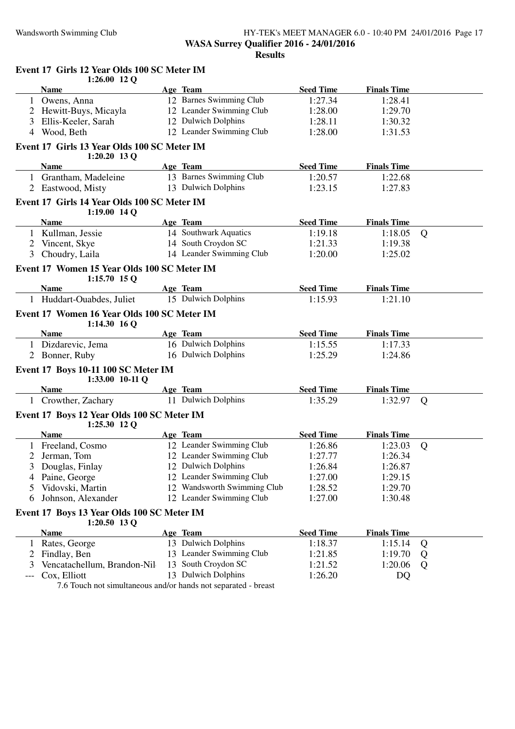**WASA Surrey Qualifier 2016 - 24/01/2016**

**Results**

### Event 17 Girls 12 Year Olds 100 SC Meter IM

1:26.00 12 Q

| | Name | Age | Team | Seed Time | Finals Time | |
|---|---|---|---|---|---|---|
| 1 | Owens, Anna | 12 | Barnes Swimming Club | 1:27.34 | 1:28.41 | |
| 2 | Hewitt-Buys, Micayla | 12 | Leander Swimming Club | 1:28.00 | 1:29.70 | |
| 3 | Ellis-Keeler, Sarah | 12 | Dulwich Dolphins | 1:28.11 | 1:30.32 | |
| 4 | Wood, Beth | 12 | Leander Swimming Club | 1:28.00 | 1:31.53 | |

### Event 17 Girls 13 Year Olds 100 SC Meter IM

1:20.20 13 Q

| | Name | Age | Team | Seed Time | Finals Time | |
|---|---|---|---|---|---|---|
| 1 | Grantham, Madeleine | 13 | Barnes Swimming Club | 1:20.57 | 1:22.68 | |
| 2 | Eastwood, Misty | 13 | Dulwich Dolphins | 1:23.15 | 1:27.83 | |

### Event 17 Girls 14 Year Olds 100 SC Meter IM

1:19.00 14 Q

| | Name | Age | Team | Seed Time | Finals Time | |
|---|---|---|---|---|---|---|
| 1 | Kullman, Jessie | 14 | Southwark Aquatics | 1:19.18 | 1:18.05 | Q |
| 2 | Vincent, Skye | 14 | South Croydon SC | 1:21.33 | 1:19.38 | |
| 3 | Choudry, Laila | 14 | Leander Swimming Club | 1:20.00 | 1:25.02 | |

### Event 17 Women 15 Year Olds 100 SC Meter IM

1:15.70 15 Q

| | Name | Age | Team | Seed Time | Finals Time | |
|---|---|---|---|---|---|---|
| 1 | Huddart-Ouabdes, Juliet | 15 | Dulwich Dolphins | 1:15.93 | 1:21.10 | |

### Event 17 Women 16 Year Olds 100 SC Meter IM

1:14.30 16 Q

| | Name | Age | Team | Seed Time | Finals Time | |
|---|---|---|---|---|---|---|
| 1 | Dizdarevic, Jema | 16 | Dulwich Dolphins | 1:15.55 | 1:17.33 | |
| 2 | Bonner, Ruby | 16 | Dulwich Dolphins | 1:25.29 | 1:24.86 | |

### Event 17 Boys 10-11 100 SC Meter IM

1:33.00 10-11 Q

| | Name | Age | Team | Seed Time | Finals Time | |
|---|---|---|---|---|---|---|
| 1 | Crowther, Zachary | 11 | Dulwich Dolphins | 1:35.29 | 1:32.97 | Q |

### Event 17 Boys 12 Year Olds 100 SC Meter IM

1:25.30 12 Q

| | Name | Age | Team | Seed Time | Finals Time | |
|---|---|---|---|---|---|---|
| 1 | Freeland, Cosmo | 12 | Leander Swimming Club | 1:26.86 | 1:23.03 | Q |
| 2 | Jerman, Tom | 12 | Leander Swimming Club | 1:27.77 | 1:26.34 | |
| 3 | Douglas, Finlay | 12 | Dulwich Dolphins | 1:26.84 | 1:26.87 | |
| 4 | Paine, George | 12 | Leander Swimming Club | 1:27.00 | 1:29.15 | |
| 5 | Vidovski, Martin | 12 | Wandsworth Swimming Club | 1:28.52 | 1:29.70 | |
| 6 | Johnson, Alexander | 12 | Leander Swimming Club | 1:27.00 | 1:30.48 | |

### Event 17 Boys 13 Year Olds 100 SC Meter IM

1:20.50 13 Q

| | Name | Age | Team | Seed Time | Finals Time | |
|---|---|---|---|---|---|---|
| 1 | Rates, George | 13 | Dulwich Dolphins | 1:18.37 | 1:15.14 | Q |
| 2 | Findlay, Ben | 13 | Leander Swimming Club | 1:21.85 | 1:19.70 | Q |
| 3 | Vencatachellum, Brandon-Nil | 13 | South Croydon SC | 1:21.52 | 1:20.06 | Q |
| --- | Cox, Elliott | 13 | Dulwich Dolphins | 1:26.20 | DQ | |

7.6 Touch not simultaneous and/or hands not separated - breast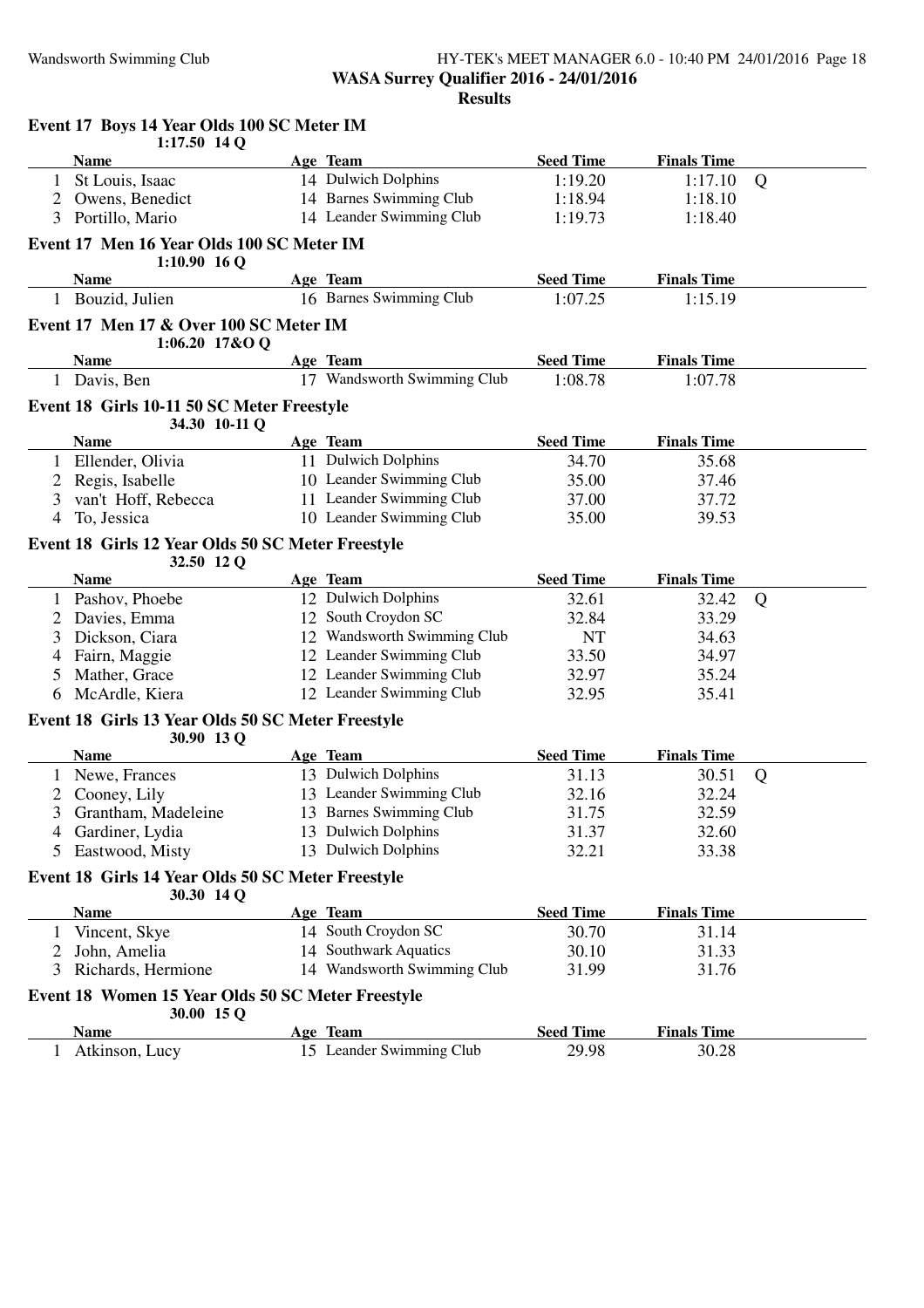**WASA Surrey Qualifier 2016 - 24/01/2016**

**Results**

### Event 17 Boys 14 Year Olds 100 SC Meter IM

1:17.50 14 Q

| | Name | Age | Team | Seed Time | Finals Time | |
|---|---|---|---|---|---|---|
| 1 | St Louis, Isaac | 14 | Dulwich Dolphins | 1:19.20 | 1:17.10 | Q |
| 2 | Owens, Benedict | 14 | Barnes Swimming Club | 1:18.94 | 1:18.10 | |
| 3 | Portillo, Mario | 14 | Leander Swimming Club | 1:19.73 | 1:18.40 | |

### Event 17 Men 16 Year Olds 100 SC Meter IM

1:10.90 16 Q

| | Name | Age | Team | Seed Time | Finals Time |
|---|---|---|---|---|---|
| 1 | Bouzid, Julien | 16 | Barnes Swimming Club | 1:07.25 | 1:15.19 |

### Event 17 Men 17 & Over 100 SC Meter IM

1:06.20 17&O Q

| | Name | Age | Team | Seed Time | Finals Time |
|---|---|---|---|---|---|
| 1 | Davis, Ben | 17 | Wandsworth Swimming Club | 1:08.78 | 1:07.78 |

### Event 18 Girls 10-11 50 SC Meter Freestyle

34.30 10-11 Q

| | Name | Age | Team | Seed Time | Finals Time |
|---|---|---|---|---|---|
| 1 | Ellender, Olivia | 11 | Dulwich Dolphins | 34.70 | 35.68 |
| 2 | Regis, Isabelle | 10 | Leander Swimming Club | 35.00 | 37.46 |
| 3 | van't Hoff, Rebecca | 11 | Leander Swimming Club | 37.00 | 37.72 |
| 4 | To, Jessica | 10 | Leander Swimming Club | 35.00 | 39.53 |

### Event 18 Girls 12 Year Olds 50 SC Meter Freestyle

32.50 12 Q

| | Name | Age | Team | Seed Time | Finals Time | |
|---|---|---|---|---|---|---|
| 1 | Pashov, Phoebe | 12 | Dulwich Dolphins | 32.61 | 32.42 | Q |
| 2 | Davies, Emma | 12 | South Croydon SC | 32.84 | 33.29 | |
| 3 | Dickson, Ciara | 12 | Wandsworth Swimming Club | NT | 34.63 | |
| 4 | Fairn, Maggie | 12 | Leander Swimming Club | 33.50 | 34.97 | |
| 5 | Mather, Grace | 12 | Leander Swimming Club | 32.97 | 35.24 | |
| 6 | McArdle, Kiera | 12 | Leander Swimming Club | 32.95 | 35.41 | |

### Event 18 Girls 13 Year Olds 50 SC Meter Freestyle

30.90 13 Q

| | Name | Age | Team | Seed Time | Finals Time | |
|---|---|---|---|---|---|---|
| 1 | Newe, Frances | 13 | Dulwich Dolphins | 31.13 | 30.51 | Q |
| 2 | Cooney, Lily | 13 | Leander Swimming Club | 32.16 | 32.24 | |
| 3 | Grantham, Madeleine | 13 | Barnes Swimming Club | 31.75 | 32.59 | |
| 4 | Gardiner, Lydia | 13 | Dulwich Dolphins | 31.37 | 32.60 | |
| 5 | Eastwood, Misty | 13 | Dulwich Dolphins | 32.21 | 33.38 | |

### Event 18 Girls 14 Year Olds 50 SC Meter Freestyle

30.30 14 Q

| | Name | Age | Team | Seed Time | Finals Time |
|---|---|---|---|---|---|
| 1 | Vincent, Skye | 14 | South Croydon SC | 30.70 | 31.14 |
| 2 | John, Amelia | 14 | Southwark Aquatics | 30.10 | 31.33 |
| 3 | Richards, Hermione | 14 | Wandsworth Swimming Club | 31.99 | 31.76 |

### Event 18 Women 15 Year Olds 50 SC Meter Freestyle

30.00 15 Q

| | Name | Age | Team | Seed Time | Finals Time |
|---|---|---|---|---|---|
| 1 | Atkinson, Lucy | 15 | Leander Swimming Club | 29.98 | 30.28 |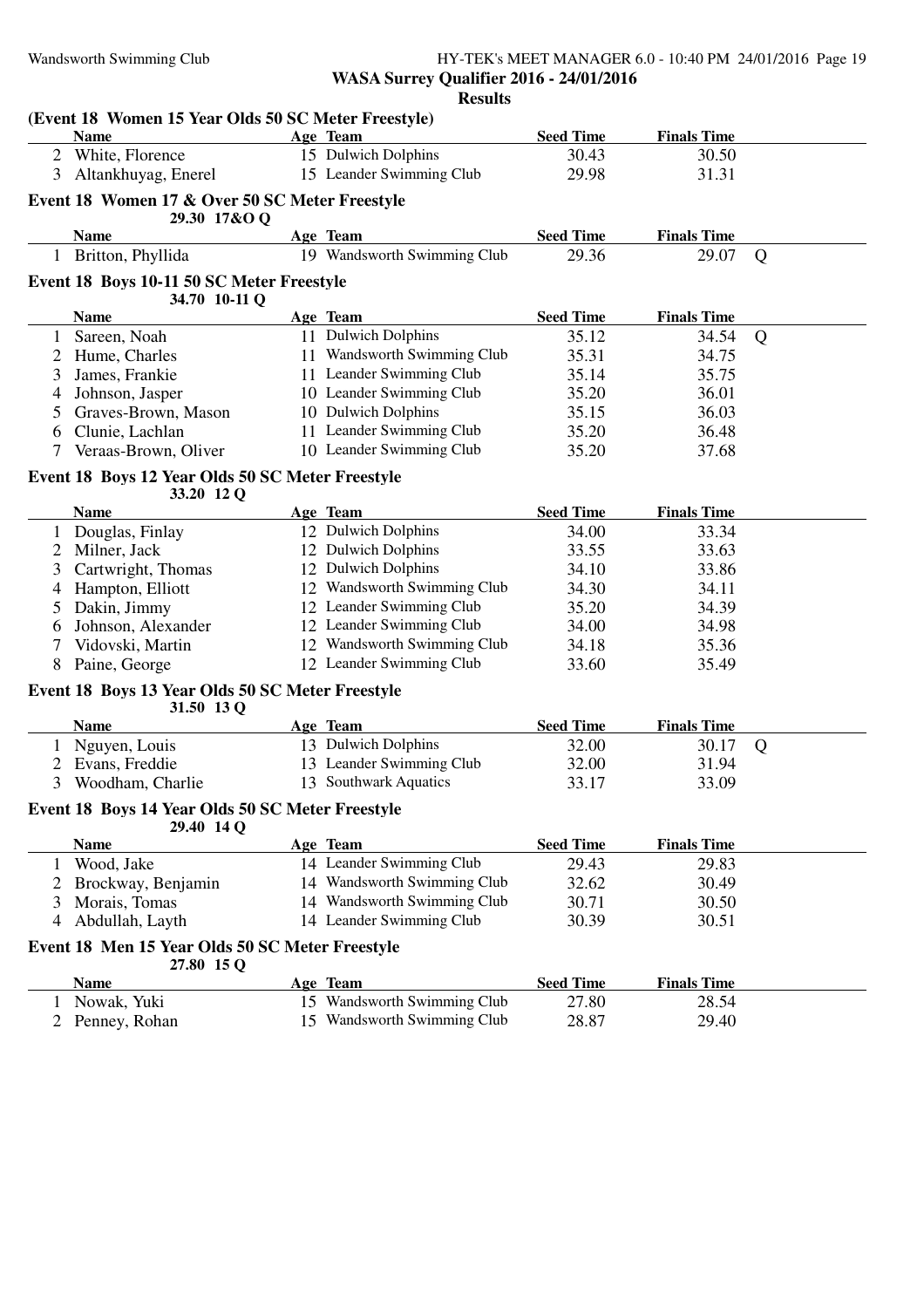**WASA Surrey Qualifier 2016 - 24/01/2016**

**Results**

### (Event 18 Women 15 Year Olds 50 SC Meter Freestyle)

| | Name | Age | Team | Seed Time | Finals Time | |
|---|---|---|---|---|---|---|
| 2 | White, Florence | 15 | Dulwich Dolphins | 30.43 | 30.50 | |
| 3 | Altankhuyag, Enerel | 15 | Leander Swimming Club | 29.98 | 31.31 | |

### Event 18 Women 17 & Over 50 SC Meter Freestyle

29.30 17&O Q

| | Name | Age | Team | Seed Time | Finals Time | |
|---|---|---|---|---|---|---|
| 1 | Britton, Phyllida | 19 | Wandsworth Swimming Club | 29.36 | 29.07 | Q |

### Event 18 Boys 10-11 50 SC Meter Freestyle

34.70 10-11 Q

| | Name | Age | Team | Seed Time | Finals Time | |
|---|---|---|---|---|---|---|
| 1 | Sareen, Noah | 11 | Dulwich Dolphins | 35.12 | 34.54 | Q |
| 2 | Hume, Charles | 11 | Wandsworth Swimming Club | 35.31 | 34.75 | |
| 3 | James, Frankie | 11 | Leander Swimming Club | 35.14 | 35.75 | |
| 4 | Johnson, Jasper | 10 | Leander Swimming Club | 35.20 | 36.01 | |
| 5 | Graves-Brown, Mason | 10 | Dulwich Dolphins | 35.15 | 36.03 | |
| 6 | Clunie, Lachlan | 11 | Leander Swimming Club | 35.20 | 36.48 | |
| 7 | Veraas-Brown, Oliver | 10 | Leander Swimming Club | 35.20 | 37.68 | |

### Event 18 Boys 12 Year Olds 50 SC Meter Freestyle

33.20 12 Q

| | Name | Age | Team | Seed Time | Finals Time | |
|---|---|---|---|---|---|---|
| 1 | Douglas, Finlay | 12 | Dulwich Dolphins | 34.00 | 33.34 | |
| 2 | Milner, Jack | 12 | Dulwich Dolphins | 33.55 | 33.63 | |
| 3 | Cartwright, Thomas | 12 | Dulwich Dolphins | 34.10 | 33.86 | |
| 4 | Hampton, Elliott | 12 | Wandsworth Swimming Club | 34.30 | 34.11 | |
| 5 | Dakin, Jimmy | 12 | Leander Swimming Club | 35.20 | 34.39 | |
| 6 | Johnson, Alexander | 12 | Leander Swimming Club | 34.00 | 34.98 | |
| 7 | Vidovski, Martin | 12 | Wandsworth Swimming Club | 34.18 | 35.36 | |
| 8 | Paine, George | 12 | Leander Swimming Club | 33.60 | 35.49 | |

### Event 18 Boys 13 Year Olds 50 SC Meter Freestyle

31.50 13 Q

| | Name | Age | Team | Seed Time | Finals Time | |
|---|---|---|---|---|---|---|
| 1 | Nguyen, Louis | 13 | Dulwich Dolphins | 32.00 | 30.17 | Q |
| 2 | Evans, Freddie | 13 | Leander Swimming Club | 32.00 | 31.94 | |
| 3 | Woodham, Charlie | 13 | Southwark Aquatics | 33.17 | 33.09 | |

### Event 18 Boys 14 Year Olds 50 SC Meter Freestyle

29.40 14 Q

| | Name | Age | Team | Seed Time | Finals Time | |
|---|---|---|---|---|---|---|
| 1 | Wood, Jake | 14 | Leander Swimming Club | 29.43 | 29.83 | |
| 2 | Brockway, Benjamin | 14 | Wandsworth Swimming Club | 32.62 | 30.49 | |
| 3 | Morais, Tomas | 14 | Wandsworth Swimming Club | 30.71 | 30.50 | |
| 4 | Abdullah, Layth | 14 | Leander Swimming Club | 30.39 | 30.51 | |

### Event 18 Men 15 Year Olds 50 SC Meter Freestyle

27.80 15 Q

| | Name | Age | Team | Seed Time | Finals Time | |
|---|---|---|---|---|---|---|
| 1 | Nowak, Yuki | 15 | Wandsworth Swimming Club | 27.80 | 28.54 | |
| 2 | Penney, Rohan | 15 | Wandsworth Swimming Club | 28.87 | 29.40 | |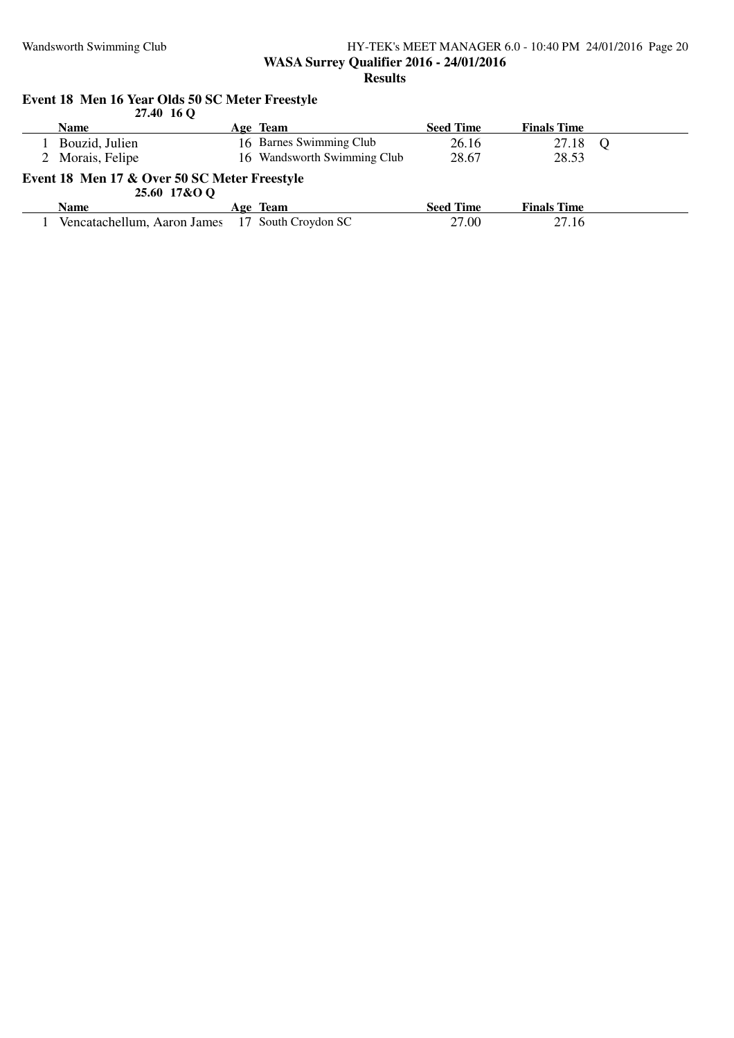**WASA Surrey Qualifier 2016 - 24/01/2016**

**Results**

### Event 18 Men 16 Year Olds 50 SC Meter Freestyle

**27.40 16 Q**

| | Name | Age | Team | Seed Time | Finals Time | |
|---|---|---|---|---|---|---|
| 1 | Bouzid, Julien | 16 | Barnes Swimming Club | 26.16 | 27.18 | Q |
| 2 | Morais, Felipe | 16 | Wandsworth Swimming Club | 28.67 | 28.53 | |

### Event 18 Men 17 & Over 50 SC Meter Freestyle

**25.60 17&O Q**

| | Name | Age | Team | Seed Time | Finals Time |
|---|---|---|---|---|---|
| 1 | Vencatachellum, Aaron James | 17 | South Croydon SC | 27.00 | 27.16 |